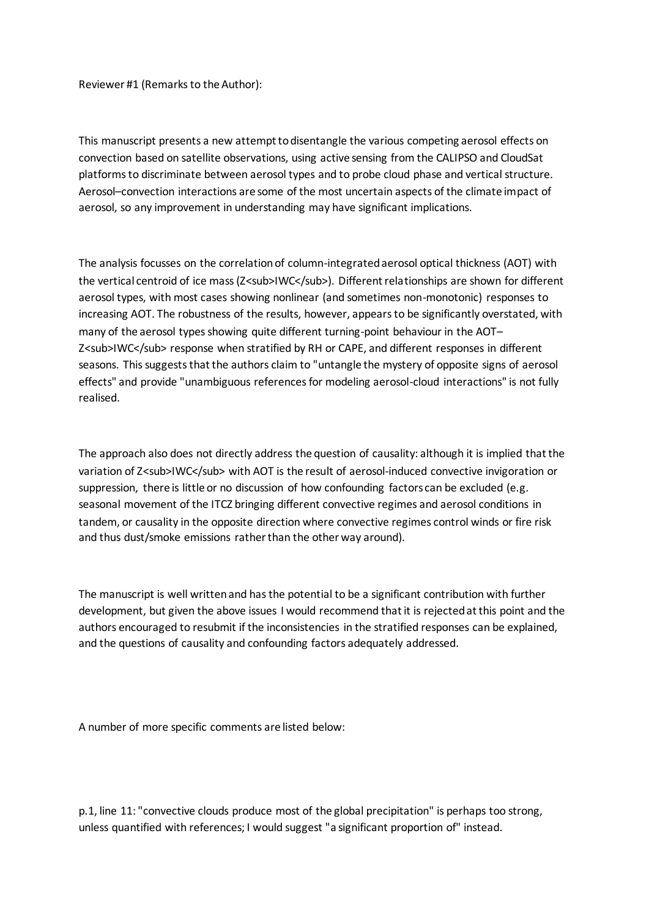Reviewer #1 (Remarks to the Author):

This manuscript presents a new attempt to disentangle the various competing aerosol effects on convection based on satellite observations, using active sensing from the CALIPSO and CloudSat platforms to discriminate between aerosol types and to probe cloud phase and vertical structure. Aerosol–convection interactions are some of the most uncertain aspects of the climate impact of aerosol, so any improvement in understanding may have significant implications.

The analysis focusses on the correlation of column-integrated aerosol optical thickness (AOT) with the vertical centroid of ice mass ($Z_{IWC}$). Different relationships are shown for different aerosol types, with most cases showing nonlinear (and sometimes non-monotonic) responses to increasing AOT. The robustness of the results, however, appears to be significantly overstated, with many of the aerosol types showing quite different turning-point behaviour in the AOT–$Z_{IWC}$ response when stratified by RH or CAPE, and different responses in different seasons. This suggests that the authors claim to "untangle the mystery of opposite signs of aerosol effects" and provide "unambiguous references for modeling aerosol-cloud interactions" is not fully realised.

The approach also does not directly address the question of causality: although it is implied that the variation of $Z_{IWC}$ with AOT is the result of aerosol-induced convective invigoration or suppression, there is little or no discussion of how confounding factors can be excluded (e.g. seasonal movement of the ITCZ bringing different convective regimes and aerosol conditions in tandem, or causality in the opposite direction where convective regimes control winds or fire risk and thus dust/smoke emissions rather than the other way around).

The manuscript is well written and has the potential to be a significant contribution with further development, but given the above issues I would recommend that it is rejected at this point and the authors encouraged to resubmit if the inconsistencies in the stratified responses can be explained, and the questions of causality and confounding factors adequately addressed.

A number of more specific comments are listed below:

p.1, line 11: "convective clouds produce most of the global precipitation" is perhaps too strong, unless quantified with references; I would suggest "a significant proportion of" instead.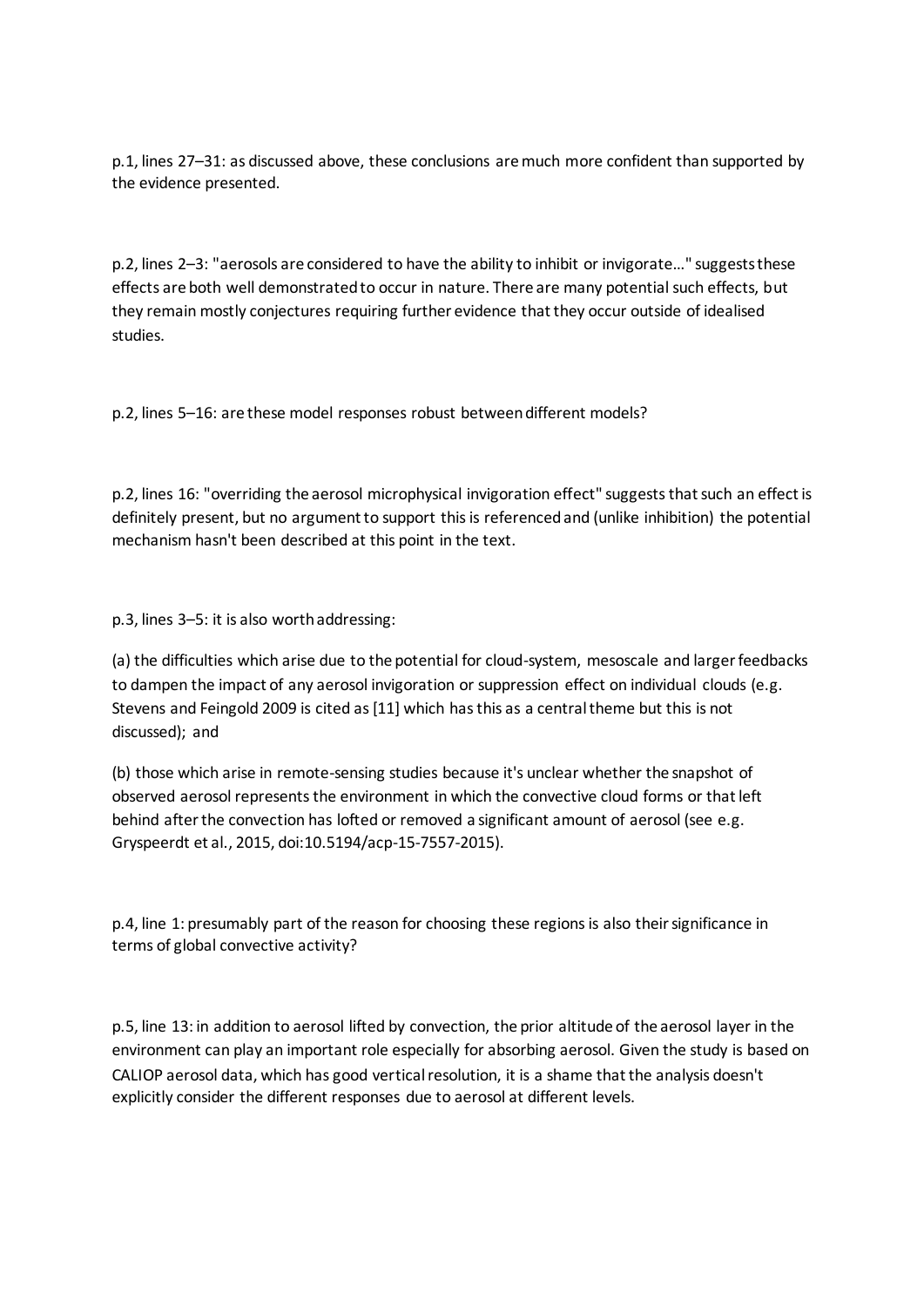p.1, lines 27–31: as discussed above, these conclusions are much more confident than supported by the evidence presented.

p.2, lines 2–3: "aerosols are considered to have the ability to inhibit or invigorate..." suggests these effects are both well demonstrated to occur in nature. There are many potential such effects, but they remain mostly conjectures requiring further evidence that they occur outside of idealised studies.

p.2, lines 5–16: are these model responses robust between different models?

p.2, lines 16: "overriding the aerosol microphysical invigoration effect" suggests that such an effect is definitely present, but no argument to support this is referenced and (unlike inhibition) the potential mechanism hasn't been described at this point in the text.

p.3, lines 3–5: it is also worth addressing:

(a) the difficulties which arise due to the potential for cloud-system, mesoscale and larger feedbacks to dampen the impact of any aerosol invigoration or suppression effect on individual clouds (e.g. Stevens and Feingold 2009 is cited as [11] which has this as a central theme but this is not discussed); and

(b) those which arise in remote-sensing studies because it's unclear whether the snapshot of observed aerosol represents the environment in which the convective cloud forms or that left behind after the convection has lofted or removed a significant amount of aerosol (see e.g. Gryspeerdt et al., 2015, doi:10.5194/acp-15-7557-2015).

p.4, line 1: presumably part of the reason for choosing these regions is also their significance in terms of global convective activity?

p.5, line 13: in addition to aerosol lifted by convection, the prior altitude of the aerosol layer in the environment can play an important role especially for absorbing aerosol. Given the study is based on CALIOP aerosol data, which has good vertical resolution, it is a shame that the analysis doesn't explicitly consider the different responses due to aerosol at different levels.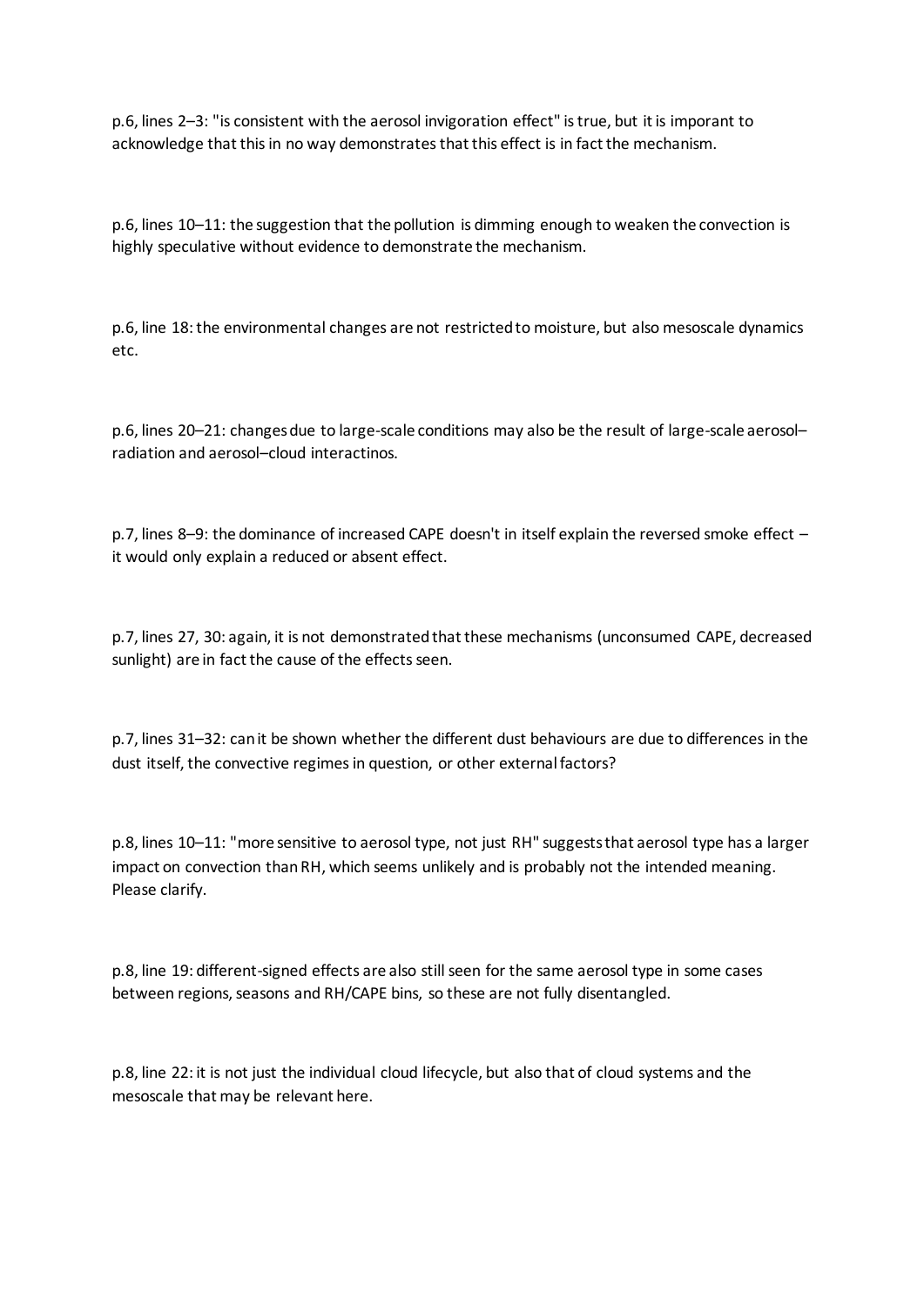p.6, lines 2–3: "is consistent with the aerosol invigoration effect" is true, but it is imporant to acknowledge that this in no way demonstrates that this effect is in fact the mechanism.

p.6, lines 10–11: the suggestion that the pollution is dimming enough to weaken the convection is highly speculative without evidence to demonstrate the mechanism.

p.6, line 18: the environmental changes are not restricted to moisture, but also mesoscale dynamics etc.

p.6, lines 20–21: changes due to large-scale conditions may also be the result of large-scale aerosol–radiation and aerosol–cloud interactinos.

p.7, lines 8–9: the dominance of increased CAPE doesn't in itself explain the reversed smoke effect – it would only explain a reduced or absent effect.

p.7, lines 27, 30: again, it is not demonstrated that these mechanisms (unconsumed CAPE, decreased sunlight) are in fact the cause of the effects seen.

p.7, lines 31–32: can it be shown whether the different dust behaviours are due to differences in the dust itself, the convective regimes in question, or other external factors?

p.8, lines 10–11: "more sensitive to aerosol type, not just RH" suggests that aerosol type has a larger impact on convection than RH, which seems unlikely and is probably not the intended meaning. Please clarify.

p.8, line 19: different-signed effects are also still seen for the same aerosol type in some cases between regions, seasons and RH/CAPE bins, so these are not fully disentangled.

p.8, line 22: it is not just the individual cloud lifecycle, but also that of cloud systems and the mesoscale that may be relevant here.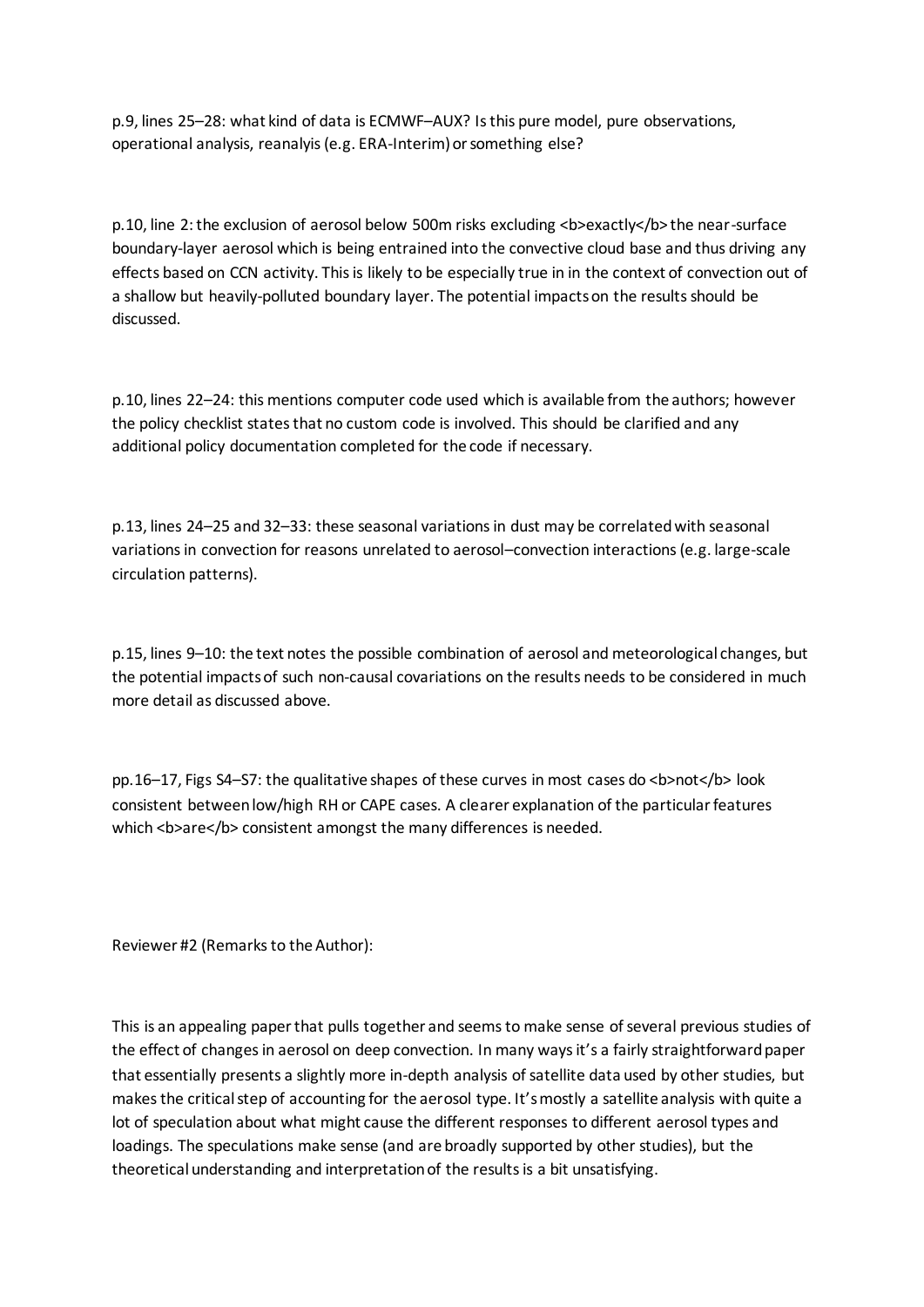p.9, lines 25–28: what kind of data is ECMWF–AUX? Is this pure model, pure observations, operational analysis, reanalyis (e.g. ERA-Interim) or something else?

p.10, line 2: the exclusion of aerosol below 500m risks excluding **exactly** the near-surface boundary-layer aerosol which is being entrained into the convective cloud base and thus driving any effects based on CCN activity. This is likely to be especially true in in the context of convection out of a shallow but heavily-polluted boundary layer. The potential impacts on the results should be discussed.

p.10, lines 22–24: this mentions computer code used which is available from the authors; however the policy checklist states that no custom code is involved. This should be clarified and any additional policy documentation completed for the code if necessary.

p.13, lines 24–25 and 32–33: these seasonal variations in dust may be correlated with seasonal variations in convection for reasons unrelated to aerosol–convection interactions (e.g. large-scale circulation patterns).

p.15, lines 9–10: the text notes the possible combination of aerosol and meteorological changes, but the potential impacts of such non-causal covariations on the results needs to be considered in much more detail as discussed above.

pp.16–17, Figs S4–S7: the qualitative shapes of these curves in most cases do **not** look consistent between low/high RH or CAPE cases. A clearer explanation of the particular features which **are** consistent amongst the many differences is needed.

Reviewer #2 (Remarks to the Author):

This is an appealing paper that pulls together and seems to make sense of several previous studies of the effect of changes in aerosol on deep convection. In many ways it's a fairly straightforward paper that essentially presents a slightly more in-depth analysis of satellite data used by other studies, but makes the critical step of accounting for the aerosol type. It's mostly a satellite analysis with quite a lot of speculation about what might cause the different responses to different aerosol types and loadings. The speculations make sense (and are broadly supported by other studies), but the theoretical understanding and interpretation of the results is a bit unsatisfying.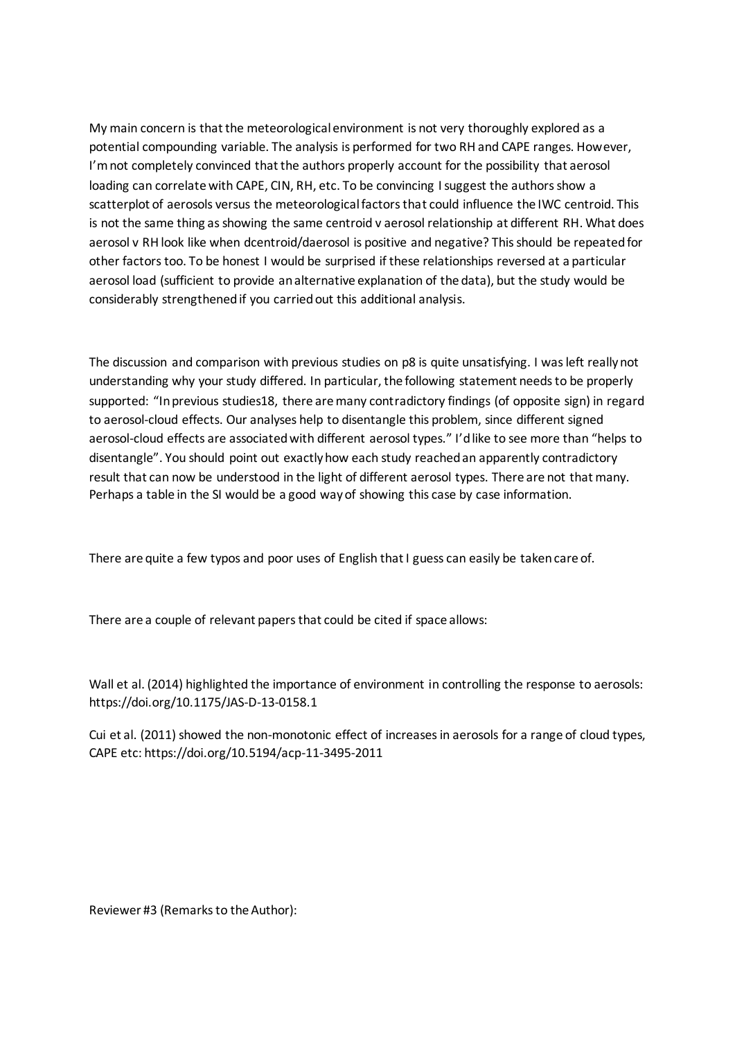My main concern is that the meteorological environment is not very thoroughly explored as a potential compounding variable. The analysis is performed for two RH and CAPE ranges. However, I'm not completely convinced that the authors properly account for the possibility that aerosol loading can correlate with CAPE, CIN, RH, etc. To be convincing I suggest the authors show a scatterplot of aerosols versus the meteorological factors that could influence the IWC centroid. This is not the same thing as showing the same centroid v aerosol relationship at different RH. What does aerosol v RH look like when dcentroid/daerosol is positive and negative? This should be repeated for other factors too. To be honest I would be surprised if these relationships reversed at a particular aerosol load (sufficient to provide an alternative explanation of the data), but the study would be considerably strengthened if you carried out this additional analysis.

The discussion and comparison with previous studies on p8 is quite unsatisfying. I was left really not understanding why your study differed. In particular, the following statement needs to be properly supported: "In previous studies18, there are many contradictory findings (of opposite sign) in regard to aerosol-cloud effects. Our analyses help to disentangle this problem, since different signed aerosol-cloud effects are associated with different aerosol types." I'd like to see more than "helps to disentangle". You should point out exactly how each study reached an apparently contradictory result that can now be understood in the light of different aerosol types. There are not that many. Perhaps a table in the SI would be a good way of showing this case by case information.

There are quite a few typos and poor uses of English that I guess can easily be taken care of.

There are a couple of relevant papers that could be cited if space allows:

Wall et al. (2014) highlighted the importance of environment in controlling the response to aerosols: https://doi.org/10.1175/JAS-D-13-0158.1

Cui et al. (2011) showed the non-monotonic effect of increases in aerosols for a range of cloud types, CAPE etc: https://doi.org/10.5194/acp-11-3495-2011

Reviewer #3 (Remarks to the Author):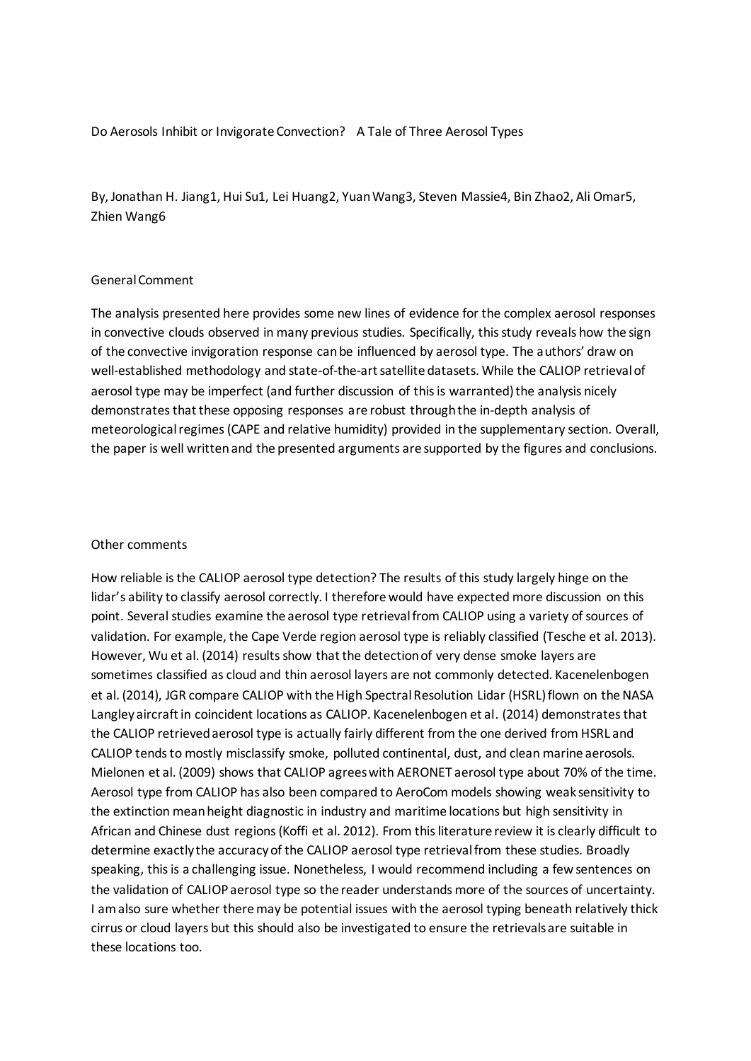Do Aerosols Inhibit or Invigorate Convection? A Tale of Three Aerosol Types

By, Jonathan H. Jiang1, Hui Su1, Lei Huang2, Yuan Wang3, Steven Massie4, Bin Zhao2, Ali Omar5, Zhien Wang6

## General Comment

The analysis presented here provides some new lines of evidence for the complex aerosol responses in convective clouds observed in many previous studies. Specifically, this study reveals how the sign of the convective invigoration response can be influenced by aerosol type. The authors' draw on well-established methodology and state-of-the-art satellite datasets. While the CALIOP retrieval of aerosol type may be imperfect (and further discussion of this is warranted) the analysis nicely demonstrates that these opposing responses are robust through the in-depth analysis of meteorological regimes (CAPE and relative humidity) provided in the supplementary section. Overall, the paper is well written and the presented arguments are supported by the figures and conclusions.

## Other comments

How reliable is the CALIOP aerosol type detection? The results of this study largely hinge on the lidar's ability to classify aerosol correctly. I therefore would have expected more discussion on this point. Several studies examine the aerosol type retrieval from CALIOP using a variety of sources of validation. For example, the Cape Verde region aerosol type is reliably classified (Tesche et al. 2013). However, Wu et al. (2014) results show that the detection of very dense smoke layers are sometimes classified as cloud and thin aerosol layers are not commonly detected. Kacenelenbogen et al. (2014), JGR compare CALIOP with the High Spectral Resolution Lidar (HSRL) flown on the NASA Langley aircraft in coincident locations as CALIOP. Kacenelenbogen et al. (2014) demonstrates that the CALIOP retrieved aerosol type is actually fairly different from the one derived from HSRL and CALIOP tends to mostly misclassify smoke, polluted continental, dust, and clean marine aerosols. Mielonen et al. (2009) shows that CALIOP agrees with AERONET aerosol type about 70% of the time. Aerosol type from CALIOP has also been compared to AeroCom models showing weak sensitivity to the extinction mean height diagnostic in industry and maritime locations but high sensitivity in African and Chinese dust regions (Koffi et al. 2012). From this literature review it is clearly difficult to determine exactly the accuracy of the CALIOP aerosol type retrieval from these studies. Broadly speaking, this is a challenging issue. Nonetheless, I would recommend including a few sentences on the validation of CALIOP aerosol type so the reader understands more of the sources of uncertainty. I am also sure whether there may be potential issues with the aerosol typing beneath relatively thick cirrus or cloud layers but this should also be investigated to ensure the retrievals are suitable in these locations too.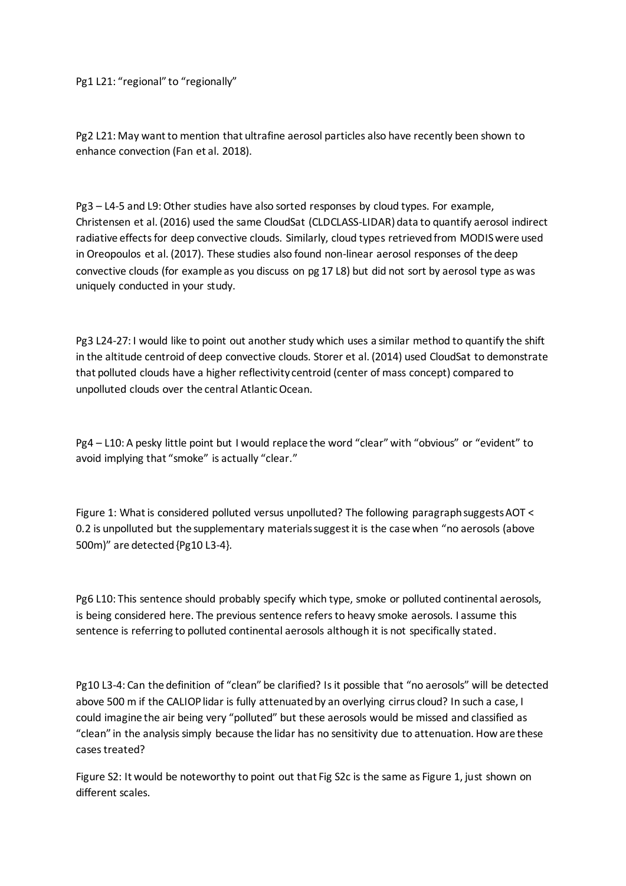Pg1 L21: "regional" to "regionally"

Pg2 L21: May want to mention that ultrafine aerosol particles also have recently been shown to enhance convection (Fan et al. 2018).

Pg3 – L4-5 and L9: Other studies have also sorted responses by cloud types. For example, Christensen et al. (2016) used the same CloudSat (CLDCLASS-LIDAR) data to quantify aerosol indirect radiative effects for deep convective clouds. Similarly, cloud types retrieved from MODIS were used in Oreopoulos et al. (2017). These studies also found non-linear aerosol responses of the deep convective clouds (for example as you discuss on pg 17 L8) but did not sort by aerosol type as was uniquely conducted in your study.

Pg3 L24-27: I would like to point out another study which uses a similar method to quantify the shift in the altitude centroid of deep convective clouds. Storer et al. (2014) used CloudSat to demonstrate that polluted clouds have a higher reflectivity centroid (center of mass concept) compared to unpolluted clouds over the central Atlantic Ocean.

Pg4 – L10: A pesky little point but I would replace the word "clear" with "obvious" or "evident" to avoid implying that "smoke" is actually "clear."

Figure 1: What is considered polluted versus unpolluted? The following paragraph suggests AOT < 0.2 is unpolluted but the supplementary materials suggest it is the case when "no aerosols (above 500m)" are detected {Pg10 L3-4}.

Pg6 L10: This sentence should probably specify which type, smoke or polluted continental aerosols, is being considered here. The previous sentence refers to heavy smoke aerosols. I assume this sentence is referring to polluted continental aerosols although it is not specifically stated.

Pg10 L3-4: Can the definition of "clean" be clarified? Is it possible that "no aerosols" will be detected above 500 m if the CALIOP lidar is fully attenuated by an overlying cirrus cloud? In such a case, I could imagine the air being very "polluted" but these aerosols would be missed and classified as "clean" in the analysis simply because the lidar has no sensitivity due to attenuation. How are these cases treated?

Figure S2: It would be noteworthy to point out that Fig S2c is the same as Figure 1, just shown on different scales.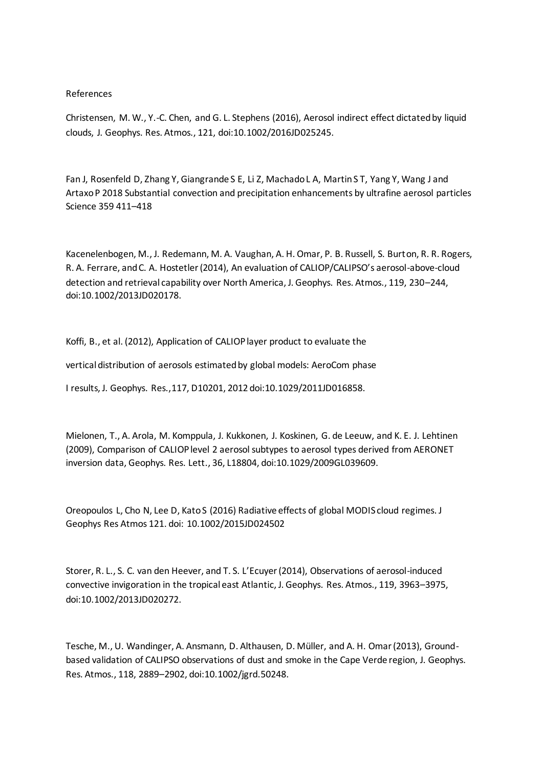References

Christensen, M. W., Y.-C. Chen, and G. L. Stephens (2016), Aerosol indirect effect dictated by liquid clouds, J. Geophys. Res. Atmos., 121, doi:10.1002/2016JD025245.

Fan J, Rosenfeld D, Zhang Y, Giangrande S E, Li Z, Machado L A, Martin S T, Yang Y, Wang J and Artaxo P 2018 Substantial convection and precipitation enhancements by ultrafine aerosol particles Science 359 411–418

Kacenelenbogen, M., J. Redemann, M. A. Vaughan, A. H. Omar, P. B. Russell, S. Burton, R. R. Rogers, R. A. Ferrare, and C. A. Hostetler (2014), An evaluation of CALIOP/CALIPSO's aerosol-above-cloud detection and retrieval capability over North America, J. Geophys. Res. Atmos., 119, 230–244, doi:10.1002/2013JD020178.

Koffi, B., et al. (2012), Application of CALIOP layer product to evaluate the

vertical distribution of aerosols estimated by global models: AeroCom phase

I results, J. Geophys. Res., 117, D10201, 2012 doi:10.1029/2011JD016858.

Mielonen, T., A. Arola, M. Komppula, J. Kukkonen, J. Koskinen, G. de Leeuw, and K. E. J. Lehtinen (2009), Comparison of CALIOP level 2 aerosol subtypes to aerosol types derived from AERONET inversion data, Geophys. Res. Lett., 36, L18804, doi:10.1029/2009GL039609.

Oreopoulos L, Cho N, Lee D, Kato S (2016) Radiative effects of global MODIS cloud regimes. J Geophys Res Atmos 121. doi: 10.1002/2015JD024502

Storer, R. L., S. C. van den Heever, and T. S. L'Ecuyer (2014), Observations of aerosol-induced convective invigoration in the tropical east Atlantic, J. Geophys. Res. Atmos., 119, 3963–3975, doi:10.1002/2013JD020272.

Tesche, M., U. Wandinger, A. Ansmann, D. Althausen, D. Müller, and A. H. Omar (2013), Ground-based validation of CALIPSO observations of dust and smoke in the Cape Verde region, J. Geophys. Res. Atmos., 118, 2889–2902, doi:10.1002/jgrd.50248.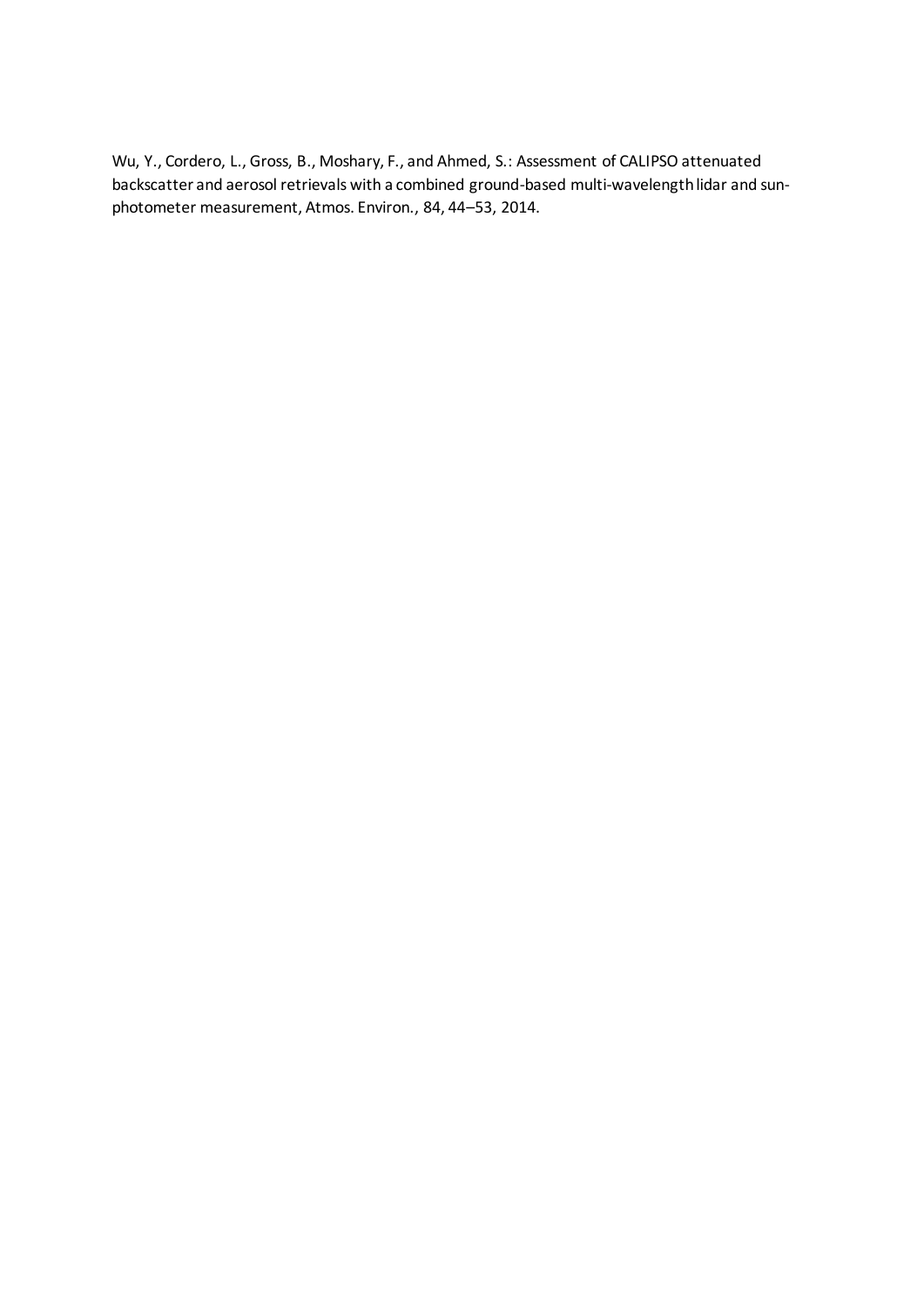Wu, Y., Cordero, L., Gross, B., Moshary, F., and Ahmed, S.: Assessment of CALIPSO attenuated backscatter and aerosol retrievals with a combined ground-based multi-wavelength lidar and sun-photometer measurement, Atmos. Environ., 84, 44–53, 2014.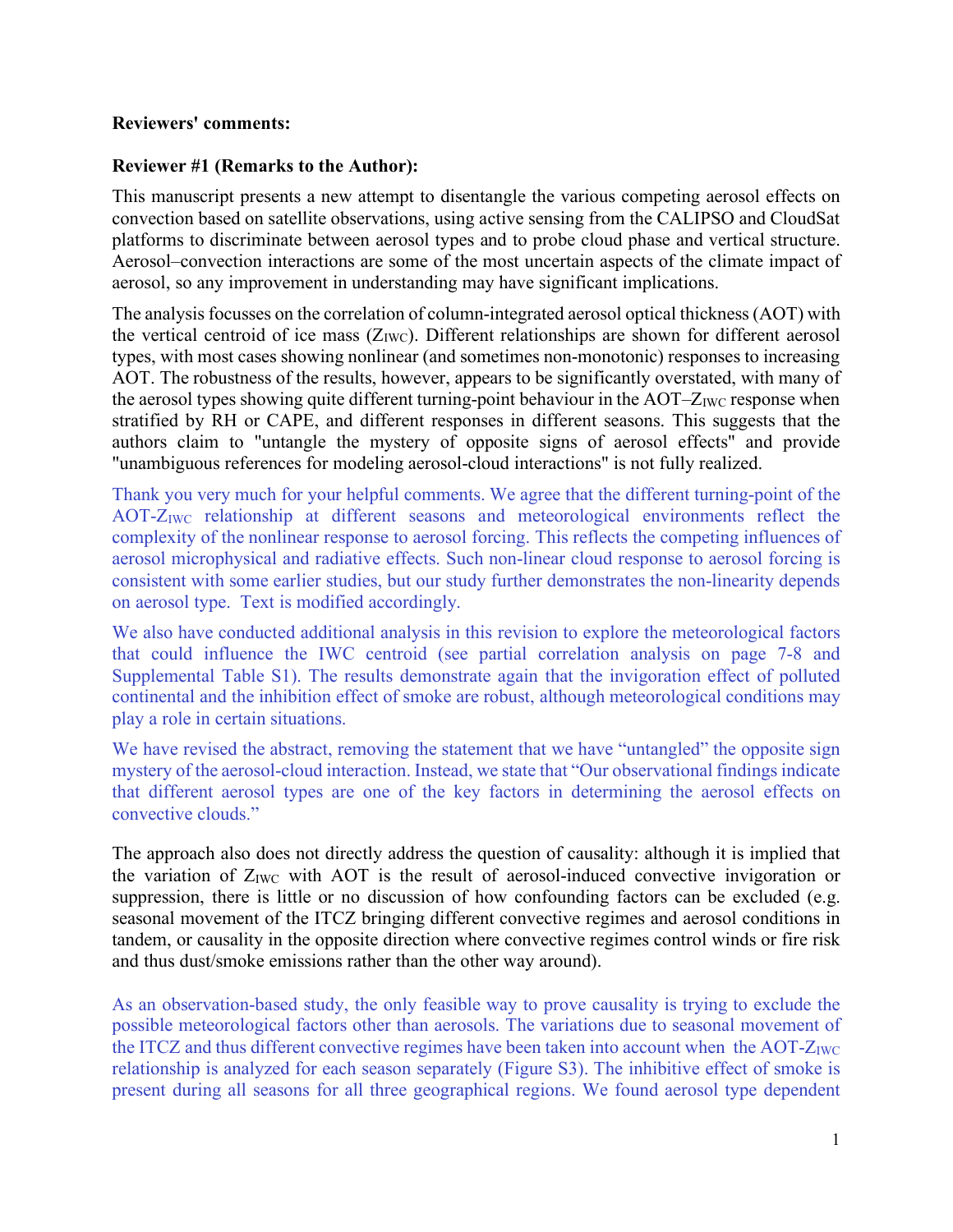**Reviewers' comments:**

**Reviewer #1 (Remarks to the Author):**

This manuscript presents a new attempt to disentangle the various competing aerosol effects on convection based on satellite observations, using active sensing from the CALIPSO and CloudSat platforms to discriminate between aerosol types and to probe cloud phase and vertical structure. Aerosol–convection interactions are some of the most uncertain aspects of the climate impact of aerosol, so any improvement in understanding may have significant implications.

The analysis focusses on the correlation of column-integrated aerosol optical thickness (AOT) with the vertical centroid of ice mass ($Z_{IWC}$). Different relationships are shown for different aerosol types, with most cases showing nonlinear (and sometimes non-monotonic) responses to increasing AOT. The robustness of the results, however, appears to be significantly overstated, with many of the aerosol types showing quite different turning-point behaviour in the AOT–$Z_{IWC}$ response when stratified by RH or CAPE, and different responses in different seasons. This suggests that the authors claim to "untangle the mystery of opposite signs of aerosol effects" and provide "unambiguous references for modeling aerosol-cloud interactions" is not fully realized.

Thank you very much for your helpful comments. We agree that the different turning-point of the AOT-$Z_{IWC}$ relationship at different seasons and meteorological environments reflect the complexity of the nonlinear response to aerosol forcing. This reflects the competing influences of aerosol microphysical and radiative effects. Such non-linear cloud response to aerosol forcing is consistent with some earlier studies, but our study further demonstrates the non-linearity depends on aerosol type. Text is modified accordingly.

We also have conducted additional analysis in this revision to explore the meteorological factors that could influence the IWC centroid (see partial correlation analysis on page 7-8 and Supplemental Table S1). The results demonstrate again that the invigoration effect of polluted continental and the inhibition effect of smoke are robust, although meteorological conditions may play a role in certain situations.

We have revised the abstract, removing the statement that we have "untangled" the opposite sign mystery of the aerosol-cloud interaction. Instead, we state that "Our observational findings indicate that different aerosol types are one of the key factors in determining the aerosol effects on convective clouds."

The approach also does not directly address the question of causality: although it is implied that the variation of $Z_{IWC}$ with AOT is the result of aerosol-induced convective invigoration or suppression, there is little or no discussion of how confounding factors can be excluded (e.g. seasonal movement of the ITCZ bringing different convective regimes and aerosol conditions in tandem, or causality in the opposite direction where convective regimes control winds or fire risk and thus dust/smoke emissions rather than the other way around).

As an observation-based study, the only feasible way to prove causality is trying to exclude the possible meteorological factors other than aerosols. The variations due to seasonal movement of the ITCZ and thus different convective regimes have been taken into account when the AOT-$Z_{IWC}$ relationship is analyzed for each season separately (Figure S3). The inhibitive effect of smoke is present during all seasons for all three geographical regions. We found aerosol type dependent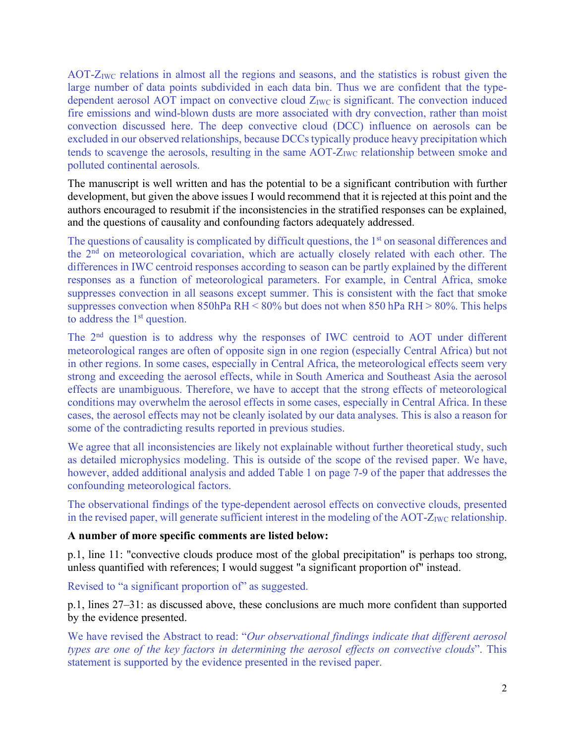AOT-$Z_{IWC}$ relations in almost all the regions and seasons, and the statistics is robust given the large number of data points subdivided in each data bin. Thus we are confident that the type-dependent aerosol AOT impact on convective cloud $Z_{IWC}$ is significant. The convection induced fire emissions and wind-blown dusts are more associated with dry convection, rather than moist convection discussed here. The deep convective cloud (DCC) influence on aerosols can be excluded in our observed relationships, because DCCs typically produce heavy precipitation which tends to scavenge the aerosols, resulting in the same AOT-$Z_{IWC}$ relationship between smoke and polluted continental aerosols.

The manuscript is well written and has the potential to be a significant contribution with further development, but given the above issues I would recommend that it is rejected at this point and the authors encouraged to resubmit if the inconsistencies in the stratified responses can be explained, and the questions of causality and confounding factors adequately addressed.

The questions of causality is complicated by difficult questions, the 1st on seasonal differences and the 2nd on meteorological covariation, which are actually closely related with each other. The differences in IWC centroid responses according to season can be partly explained by the different responses as a function of meteorological parameters. For example, in Central Africa, smoke suppresses convection in all seasons except summer. This is consistent with the fact that smoke suppresses convection when 850hPa RH < 80% but does not when 850 hPa RH > 80%. This helps to address the 1st question.

The 2nd question is to address why the responses of IWC centroid to AOT under different meteorological ranges are often of opposite sign in one region (especially Central Africa) but not in other regions. In some cases, especially in Central Africa, the meteorological effects seem very strong and exceeding the aerosol effects, while in South America and Southeast Asia the aerosol effects are unambiguous. Therefore, we have to accept that the strong effects of meteorological conditions may overwhelm the aerosol effects in some cases, especially in Central Africa. In these cases, the aerosol effects may not be cleanly isolated by our data analyses. This is also a reason for some of the contradicting results reported in previous studies.

We agree that all inconsistencies are likely not explainable without further theoretical study, such as detailed microphysics modeling. This is outside of the scope of the revised paper. We have, however, added additional analysis and added Table 1 on page 7-9 of the paper that addresses the confounding meteorological factors.

The observational findings of the type-dependent aerosol effects on convective clouds, presented in the revised paper, will generate sufficient interest in the modeling of the AOT-$Z_{IWC}$ relationship.

**A number of more specific comments are listed below:**

p.1, line 11: "convective clouds produce most of the global precipitation" is perhaps too strong, unless quantified with references; I would suggest "a significant proportion of" instead.

Revised to "a significant proportion of" as suggested.

p.1, lines 27–31: as discussed above, these conclusions are much more confident than supported by the evidence presented.

We have revised the Abstract to read: "*Our observational findings indicate that different aerosol types are one of the key factors in determining the aerosol effects on convective clouds*". This statement is supported by the evidence presented in the revised paper.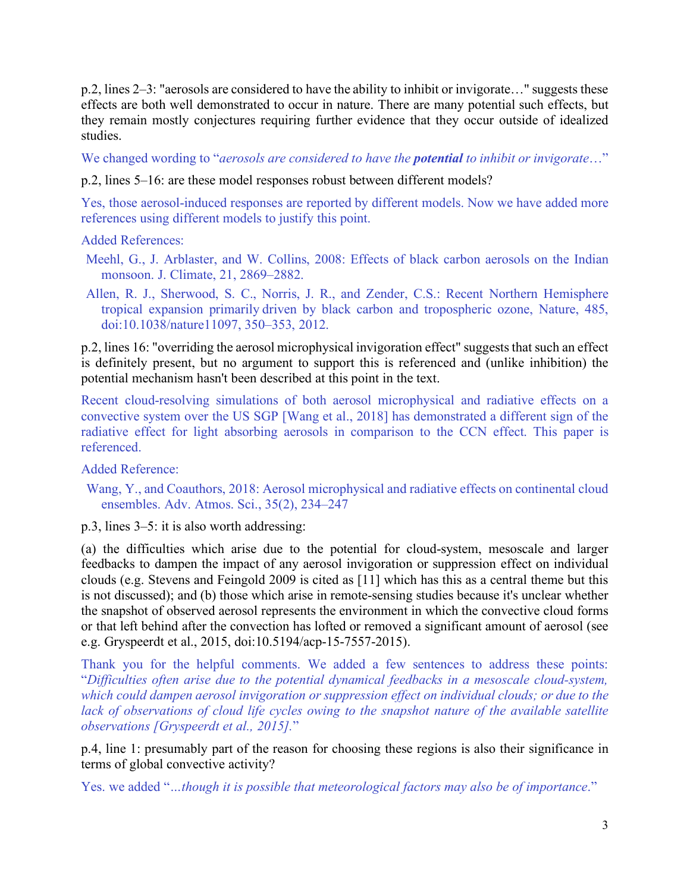p.2, lines 2–3: "aerosols are considered to have the ability to inhibit or invigorate…" suggests these effects are both well demonstrated to occur in nature. There are many potential such effects, but they remain mostly conjectures requiring further evidence that they occur outside of idealized studies.

We changed wording to "*aerosols are considered to have the* ***potential*** *to inhibit or invigorate…*"

p.2, lines 5–16: are these model responses robust between different models?

Yes, those aerosol-induced responses are reported by different models. Now we have added more references using different models to justify this point.

Added References:

Meehl, G., J. Arblaster, and W. Collins, 2008: Effects of black carbon aerosols on the Indian monsoon. J. Climate, 21, 2869–2882.

Allen, R. J., Sherwood, S. C., Norris, J. R., and Zender, C.S.: Recent Northern Hemisphere tropical expansion primarily driven by black carbon and tropospheric ozone, Nature, 485, doi:10.1038/nature11097, 350–353, 2012.

p.2, lines 16: "overriding the aerosol microphysical invigoration effect" suggests that such an effect is definitely present, but no argument to support this is referenced and (unlike inhibition) the potential mechanism hasn't been described at this point in the text.

Recent cloud-resolving simulations of both aerosol microphysical and radiative effects on a convective system over the US SGP [Wang et al., 2018] has demonstrated a different sign of the radiative effect for light absorbing aerosols in comparison to the CCN effect. This paper is referenced.

Added Reference:

Wang, Y., and Coauthors, 2018: Aerosol microphysical and radiative effects on continental cloud ensembles. Adv. Atmos. Sci., 35(2), 234–247

p.3, lines 3–5: it is also worth addressing:

(a) the difficulties which arise due to the potential for cloud-system, mesoscale and larger feedbacks to dampen the impact of any aerosol invigoration or suppression effect on individual clouds (e.g. Stevens and Feingold 2009 is cited as [11] which has this as a central theme but this is not discussed); and (b) those which arise in remote-sensing studies because it's unclear whether the snapshot of observed aerosol represents the environment in which the convective cloud forms or that left behind after the convection has lofted or removed a significant amount of aerosol (see e.g. Gryspeerdt et al., 2015, doi:10.5194/acp-15-7557-2015).

Thank you for the helpful comments. We added a few sentences to address these points: "*Difficulties often arise due to the potential dynamical feedbacks in a mesoscale cloud-system, which could dampen aerosol invigoration or suppression effect on individual clouds; or due to the lack of observations of cloud life cycles owing to the snapshot nature of the available satellite observations [Gryspeerdt et al., 2015].*"

p.4, line 1: presumably part of the reason for choosing these regions is also their significance in terms of global convective activity?

Yes. we added "*...though it is possible that meteorological factors may also be of importance.*"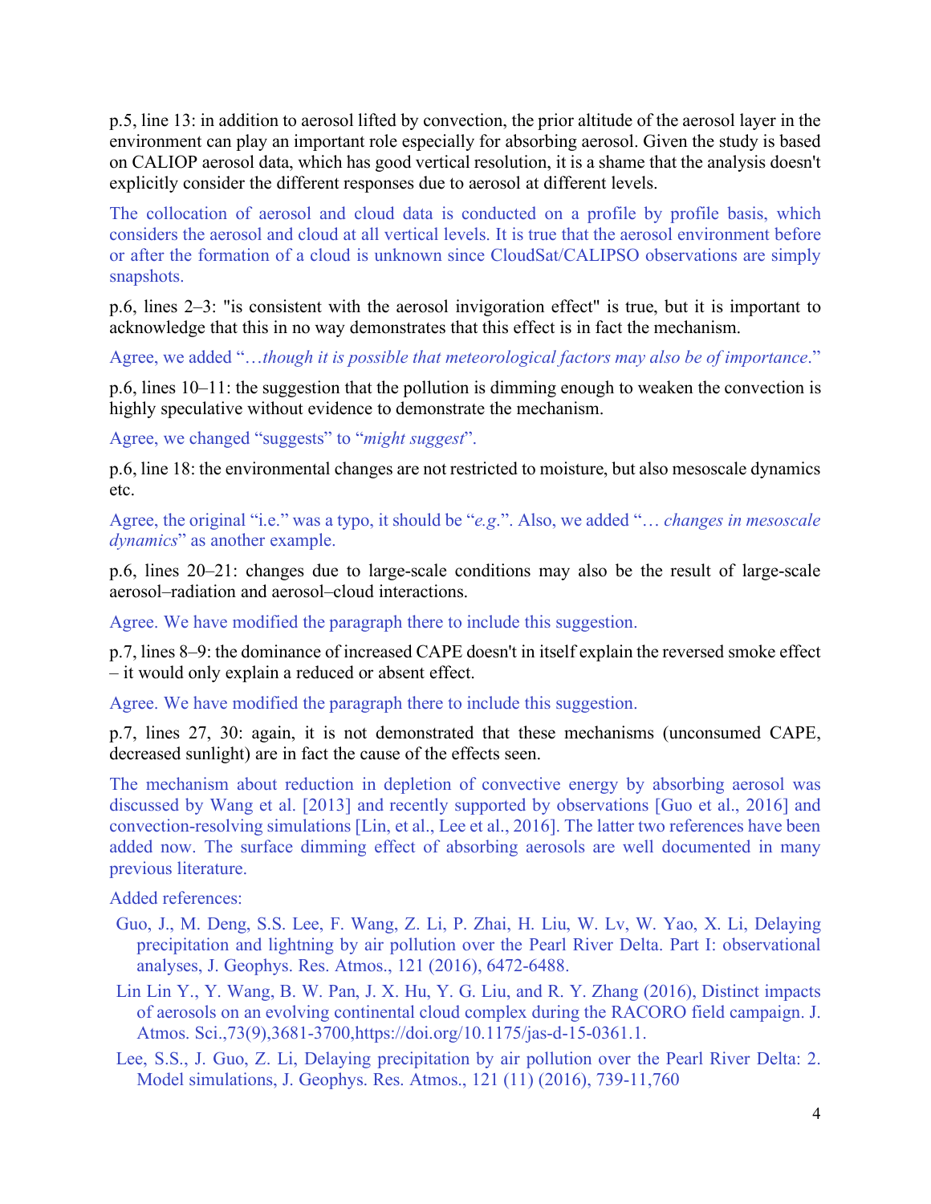p.5, line 13: in addition to aerosol lifted by convection, the prior altitude of the aerosol layer in the environment can play an important role especially for absorbing aerosol. Given the study is based on CALIOP aerosol data, which has good vertical resolution, it is a shame that the analysis doesn't explicitly consider the different responses due to aerosol at different levels.

The collocation of aerosol and cloud data is conducted on a profile by profile basis, which considers the aerosol and cloud at all vertical levels. It is true that the aerosol environment before or after the formation of a cloud is unknown since CloudSat/CALIPSO observations are simply snapshots.

p.6, lines 2–3: "is consistent with the aerosol invigoration effect" is true, but it is important to acknowledge that this in no way demonstrates that this effect is in fact the mechanism.

Agree, we added "…*though it is possible that meteorological factors may also be of importance*."

p.6, lines 10–11: the suggestion that the pollution is dimming enough to weaken the convection is highly speculative without evidence to demonstrate the mechanism.

Agree, we changed "suggests" to "*might suggest*".

p.6, line 18: the environmental changes are not restricted to moisture, but also mesoscale dynamics etc.

Agree, the original "i.e." was a typo, it should be "*e.g*.". Also, we added "… *changes in mesoscale dynamics*" as another example.

p.6, lines 20–21: changes due to large-scale conditions may also be the result of large-scale aerosol–radiation and aerosol–cloud interactions.

Agree. We have modified the paragraph there to include this suggestion.

p.7, lines 8–9: the dominance of increased CAPE doesn't in itself explain the reversed smoke effect – it would only explain a reduced or absent effect.

Agree. We have modified the paragraph there to include this suggestion.

p.7, lines 27, 30: again, it is not demonstrated that these mechanisms (unconsumed CAPE, decreased sunlight) are in fact the cause of the effects seen.

The mechanism about reduction in depletion of convective energy by absorbing aerosol was discussed by Wang et al. [2013] and recently supported by observations [Guo et al., 2016] and convection-resolving simulations [Lin, et al., Lee et al., 2016]. The latter two references have been added now. The surface dimming effect of absorbing aerosols are well documented in many previous literature.

Added references:

- Guo, J., M. Deng, S.S. Lee, F. Wang, Z. Li, P. Zhai, H. Liu, W. Lv, W. Yao, X. Li, Delaying precipitation and lightning by air pollution over the Pearl River Delta. Part I: observational analyses, J. Geophys. Res. Atmos., 121 (2016), 6472-6488.
- Lin Lin Y., Y. Wang, B. W. Pan, J. X. Hu, Y. G. Liu, and R. Y. Zhang (2016), Distinct impacts of aerosols on an evolving continental cloud complex during the RACORO field campaign. J. Atmos. Sci.,73(9),3681-3700,https://doi.org/10.1175/jas-d-15-0361.1.
- Lee, S.S., J. Guo, Z. Li, Delaying precipitation by air pollution over the Pearl River Delta: 2. Model simulations, J. Geophys. Res. Atmos., 121 (11) (2016), 739-11,760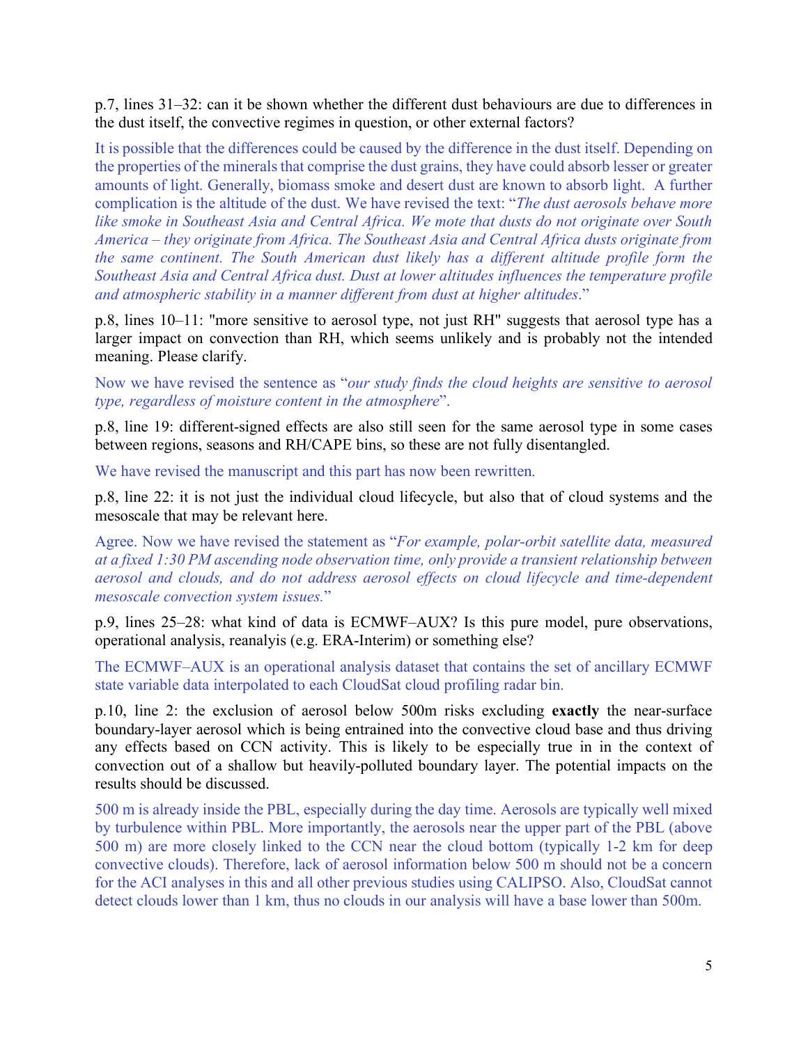p.7, lines 31–32: can it be shown whether the different dust behaviours are due to differences in the dust itself, the convective regimes in question, or other external factors?

It is possible that the differences could be caused by the difference in the dust itself. Depending on the properties of the minerals that comprise the dust grains, they have could absorb lesser or greater amounts of light. Generally, biomass smoke and desert dust are known to absorb light. A further complication is the altitude of the dust. We have revised the text: "*The dust aerosols behave more like smoke in Southeast Asia and Central Africa. We mote that dusts do not originate over South America – they originate from Africa. The Southeast Asia and Central Africa dusts originate from the same continent. The South American dust likely has a different altitude profile form the Southeast Asia and Central Africa dust. Dust at lower altitudes influences the temperature profile and atmospheric stability in a manner different from dust at higher altitudes*."

p.8, lines 10–11: "more sensitive to aerosol type, not just RH" suggests that aerosol type has a larger impact on convection than RH, which seems unlikely and is probably not the intended meaning. Please clarify.

Now we have revised the sentence as "*our study finds the cloud heights are sensitive to aerosol type, regardless of moisture content in the atmosphere*".

p.8, line 19: different-signed effects are also still seen for the same aerosol type in some cases between regions, seasons and RH/CAPE bins, so these are not fully disentangled.

We have revised the manuscript and this part has now been rewritten.

p.8, line 22: it is not just the individual cloud lifecycle, but also that of cloud systems and the mesoscale that may be relevant here.

Agree. Now we have revised the statement as "*For example, polar-orbit satellite data, measured at a fixed 1:30 PM ascending node observation time, only provide a transient relationship between aerosol and clouds, and do not address aerosol effects on cloud lifecycle and time-dependent mesoscale convection system issues.*"

p.9, lines 25–28: what kind of data is ECMWF–AUX? Is this pure model, pure observations, operational analysis, reanalyis (e.g. ERA-Interim) or something else?

The ECMWF–AUX is an operational analysis dataset that contains the set of ancillary ECMWF state variable data interpolated to each CloudSat cloud profiling radar bin.

p.10, line 2: the exclusion of aerosol below 500m risks excluding **exactly** the near-surface boundary-layer aerosol which is being entrained into the convective cloud base and thus driving any effects based on CCN activity. This is likely to be especially true in in the context of convection out of a shallow but heavily-polluted boundary layer. The potential impacts on the results should be discussed.

500 m is already inside the PBL, especially during the day time. Aerosols are typically well mixed by turbulence within PBL. More importantly, the aerosols near the upper part of the PBL (above 500 m) are more closely linked to the CCN near the cloud bottom (typically 1-2 km for deep convective clouds). Therefore, lack of aerosol information below 500 m should not be a concern for the ACI analyses in this and all other previous studies using CALIPSO. Also, CloudSat cannot detect clouds lower than 1 km, thus no clouds in our analysis will have a base lower than 500m.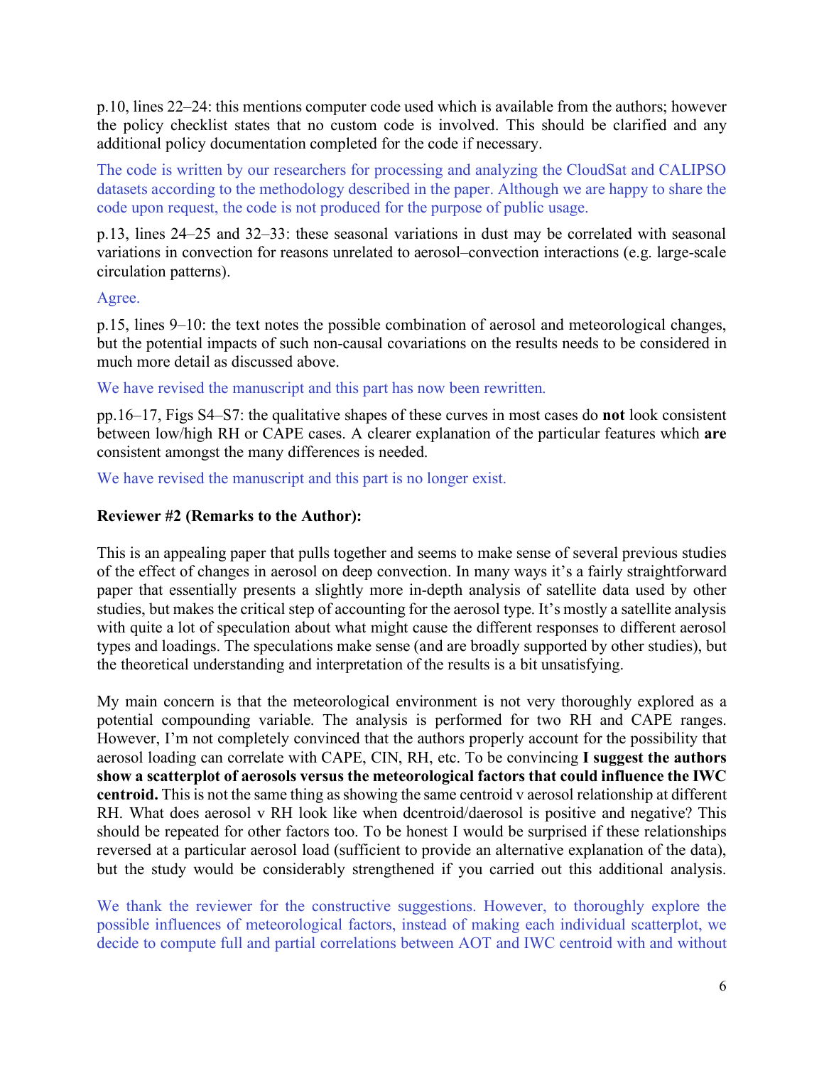p.10, lines 22–24: this mentions computer code used which is available from the authors; however the policy checklist states that no custom code is involved. This should be clarified and any additional policy documentation completed for the code if necessary.

The code is written by our researchers for processing and analyzing the CloudSat and CALIPSO datasets according to the methodology described in the paper. Although we are happy to share the code upon request, the code is not produced for the purpose of public usage.

p.13, lines 24–25 and 32–33: these seasonal variations in dust may be correlated with seasonal variations in convection for reasons unrelated to aerosol–convection interactions (e.g. large-scale circulation patterns).

Agree.

p.15, lines 9–10: the text notes the possible combination of aerosol and meteorological changes, but the potential impacts of such non-causal covariations on the results needs to be considered in much more detail as discussed above.

We have revised the manuscript and this part has now been rewritten.

pp.16–17, Figs S4–S7: the qualitative shapes of these curves in most cases do **not** look consistent between low/high RH or CAPE cases. A clearer explanation of the particular features which **are** consistent amongst the many differences is needed.

We have revised the manuscript and this part is no longer exist.

**Reviewer #2 (Remarks to the Author):**

This is an appealing paper that pulls together and seems to make sense of several previous studies of the effect of changes in aerosol on deep convection. In many ways it's a fairly straightforward paper that essentially presents a slightly more in-depth analysis of satellite data used by other studies, but makes the critical step of accounting for the aerosol type. It's mostly a satellite analysis with quite a lot of speculation about what might cause the different responses to different aerosol types and loadings. The speculations make sense (and are broadly supported by other studies), but the theoretical understanding and interpretation of the results is a bit unsatisfying.

My main concern is that the meteorological environment is not very thoroughly explored as a potential compounding variable. The analysis is performed for two RH and CAPE ranges. However, I'm not completely convinced that the authors properly account for the possibility that aerosol loading can correlate with CAPE, CIN, RH, etc. To be convincing **I suggest the authors show a scatterplot of aerosols versus the meteorological factors that could influence the IWC centroid.** This is not the same thing as showing the same centroid v aerosol relationship at different RH. What does aerosol v RH look like when dcentroid/daerosol is positive and negative? This should be repeated for other factors too. To be honest I would be surprised if these relationships reversed at a particular aerosol load (sufficient to provide an alternative explanation of the data), but the study would be considerably strengthened if you carried out this additional analysis.

We thank the reviewer for the constructive suggestions. However, to thoroughly explore the possible influences of meteorological factors, instead of making each individual scatterplot, we decide to compute full and partial correlations between AOT and IWC centroid with and without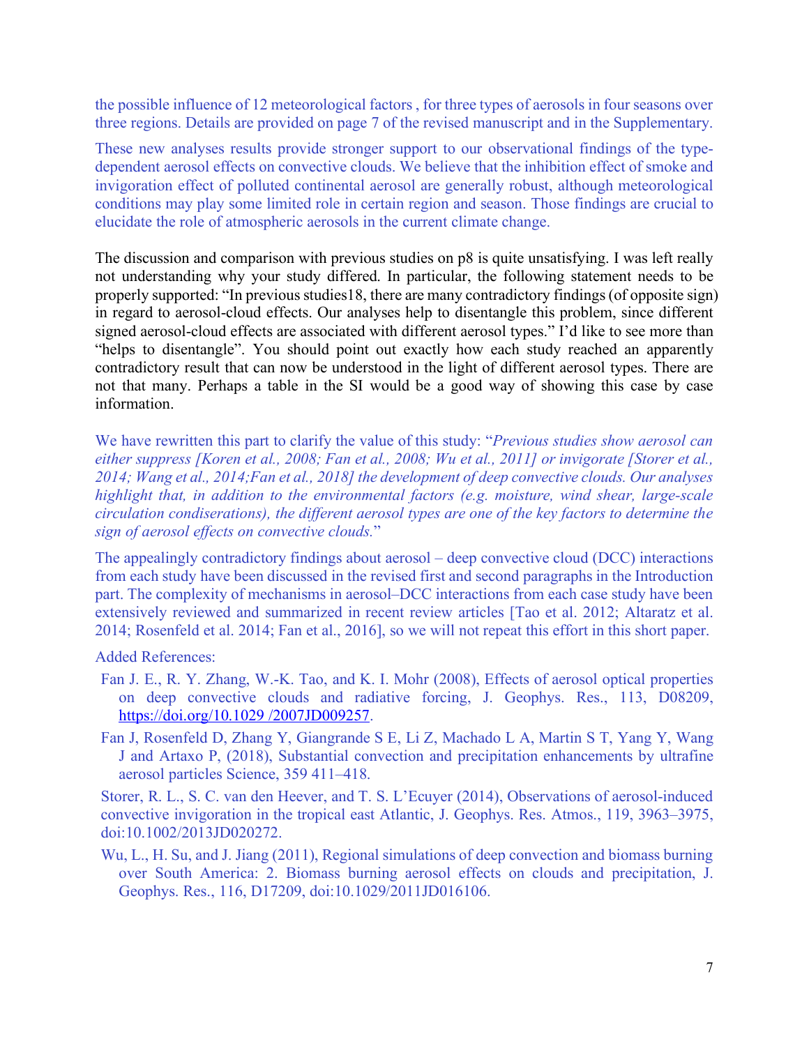the possible influence of 12 meteorological factors , for three types of aerosols in four seasons over three regions. Details are provided on page 7 of the revised manuscript and in the Supplementary.

These new analyses results provide stronger support to our observational findings of the type-dependent aerosol effects on convective clouds. We believe that the inhibition effect of smoke and invigoration effect of polluted continental aerosol are generally robust, although meteorological conditions may play some limited role in certain region and season. Those findings are crucial to elucidate the role of atmospheric aerosols in the current climate change.

The discussion and comparison with previous studies on p8 is quite unsatisfying. I was left really not understanding why your study differed. In particular, the following statement needs to be properly supported: "In previous studies18, there are many contradictory findings (of opposite sign) in regard to aerosol-cloud effects. Our analyses help to disentangle this problem, since different signed aerosol-cloud effects are associated with different aerosol types." I'd like to see more than "helps to disentangle". You should point out exactly how each study reached an apparently contradictory result that can now be understood in the light of different aerosol types. There are not that many. Perhaps a table in the SI would be a good way of showing this case by case information.

We have rewritten this part to clarify the value of this study: "*Previous studies show aerosol can either suppress [Koren et al., 2008; Fan et al., 2008; Wu et al., 2011] or invigorate [Storer et al., 2014; Wang et al., 2014;Fan et al., 2018] the development of deep convective clouds. Our analyses highlight that, in addition to the environmental factors (e.g. moisture, wind shear, large-scale circulation condiserations), the different aerosol types are one of the key factors to determine the sign of aerosol effects on convective clouds.*"

The appealingly contradictory findings about aerosol – deep convective cloud (DCC) interactions from each study have been discussed in the revised first and second paragraphs in the Introduction part. The complexity of mechanisms in aerosol–DCC interactions from each case study have been extensively reviewed and summarized in recent review articles [Tao et al. 2012; Altaratz et al. 2014; Rosenfeld et al. 2014; Fan et al., 2016], so we will not repeat this effort in this short paper.

Added References:

Fan J. E., R. Y. Zhang, W.-K. Tao, and K. I. Mohr (2008), Effects of aerosol optical properties on deep convective clouds and radiative forcing, J. Geophys. Res., 113, D08209, https://doi.org/10.1029 /2007JD009257.

Fan J, Rosenfeld D, Zhang Y, Giangrande S E, Li Z, Machado L A, Martin S T, Yang Y, Wang J and Artaxo P, (2018), Substantial convection and precipitation enhancements by ultrafine aerosol particles Science, 359 411–418.

Storer, R. L., S. C. van den Heever, and T. S. L'Ecuyer (2014), Observations of aerosol-induced convective invigoration in the tropical east Atlantic, J. Geophys. Res. Atmos., 119, 3963–3975, doi:10.1002/2013JD020272.

Wu, L., H. Su, and J. Jiang (2011), Regional simulations of deep convection and biomass burning over South America: 2. Biomass burning aerosol effects on clouds and precipitation, J. Geophys. Res., 116, D17209, doi:10.1029/2011JD016106.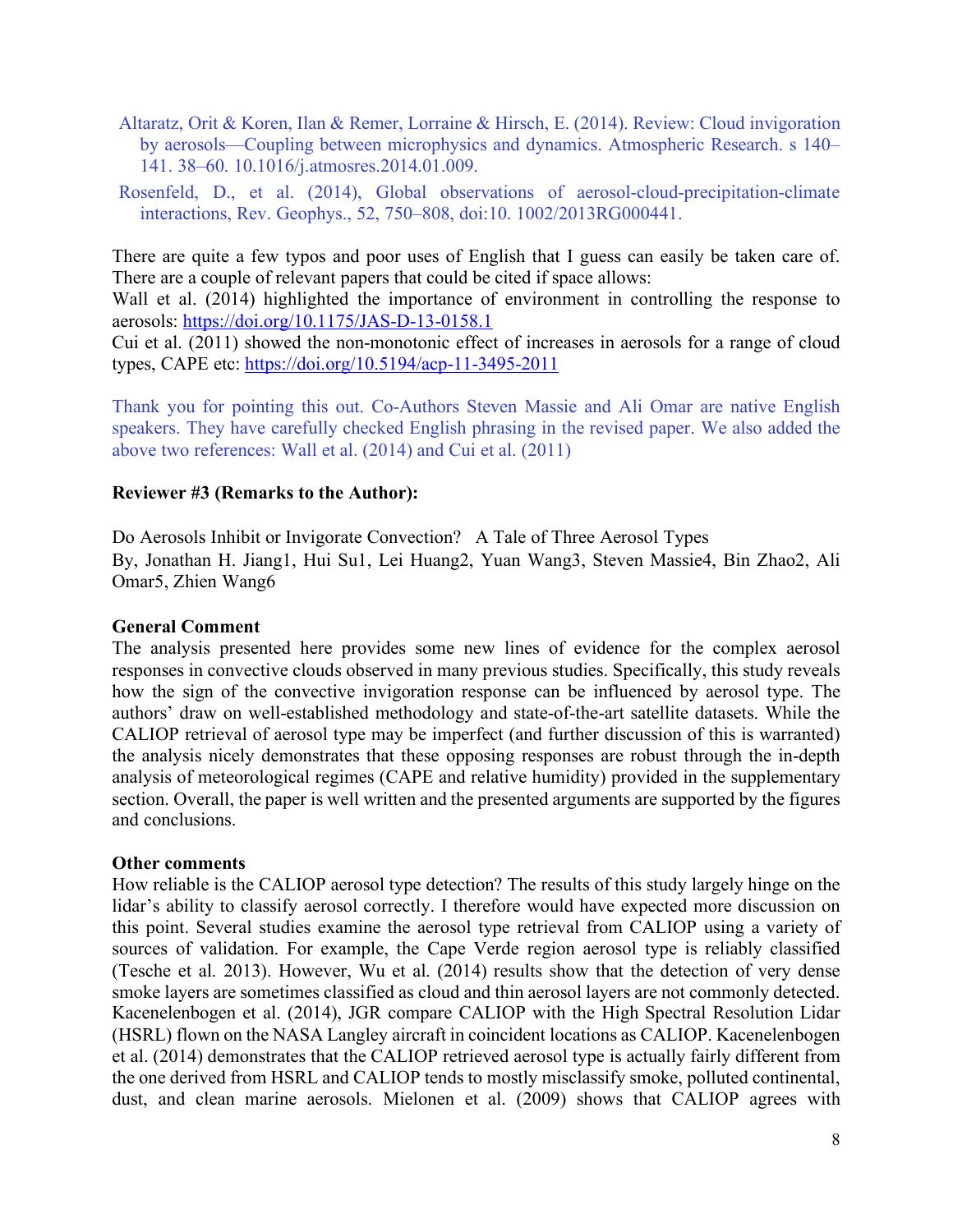Altaratz, Orit & Koren, Ilan & Remer, Lorraine & Hirsch, E. (2014). Review: Cloud invigoration by aerosols—Coupling between microphysics and dynamics. Atmospheric Research. s 140–141. 38–60. 10.1016/j.atmosres.2014.01.009.

Rosenfeld, D., et al. (2014), Global observations of aerosol-cloud-precipitation-climate interactions, Rev. Geophys., 52, 750–808, doi:10. 1002/2013RG000441.

There are quite a few typos and poor uses of English that I guess can easily be taken care of. There are a couple of relevant papers that could be cited if space allows:
Wall et al. (2014) highlighted the importance of environment in controlling the response to aerosols: https://doi.org/10.1175/JAS-D-13-0158.1
Cui et al. (2011) showed the non-monotonic effect of increases in aerosols for a range of cloud types, CAPE etc: https://doi.org/10.5194/acp-11-3495-2011

Thank you for pointing this out. Co-Authors Steven Massie and Ali Omar are native English speakers. They have carefully checked English phrasing in the revised paper. We also added the above two references: Wall et al. (2014) and Cui et al. (2011)

**Reviewer #3 (Remarks to the Author):**

Do Aerosols Inhibit or Invigorate Convection? A Tale of Three Aerosol Types
By, Jonathan H. Jiang1, Hui Su1, Lei Huang2, Yuan Wang3, Steven Massie4, Bin Zhao2, Ali Omar5, Zhien Wang6

**General Comment**
The analysis presented here provides some new lines of evidence for the complex aerosol responses in convective clouds observed in many previous studies. Specifically, this study reveals how the sign of the convective invigoration response can be influenced by aerosol type. The authors' draw on well-established methodology and state-of-the-art satellite datasets. While the CALIOP retrieval of aerosol type may be imperfect (and further discussion of this is warranted) the analysis nicely demonstrates that these opposing responses are robust through the in-depth analysis of meteorological regimes (CAPE and relative humidity) provided in the supplementary section. Overall, the paper is well written and the presented arguments are supported by the figures and conclusions.

**Other comments**
How reliable is the CALIOP aerosol type detection? The results of this study largely hinge on the lidar's ability to classify aerosol correctly. I therefore would have expected more discussion on this point. Several studies examine the aerosol type retrieval from CALIOP using a variety of sources of validation. For example, the Cape Verde region aerosol type is reliably classified (Tesche et al. 2013). However, Wu et al. (2014) results show that the detection of very dense smoke layers are sometimes classified as cloud and thin aerosol layers are not commonly detected. Kacenelenbogen et al. (2014), JGR compare CALIOP with the High Spectral Resolution Lidar (HSRL) flown on the NASA Langley aircraft in coincident locations as CALIOP. Kacenelenbogen et al. (2014) demonstrates that the CALIOP retrieved aerosol type is actually fairly different from the one derived from HSRL and CALIOP tends to mostly misclassify smoke, polluted continental, dust, and clean marine aerosols. Mielonen et al. (2009) shows that CALIOP agrees with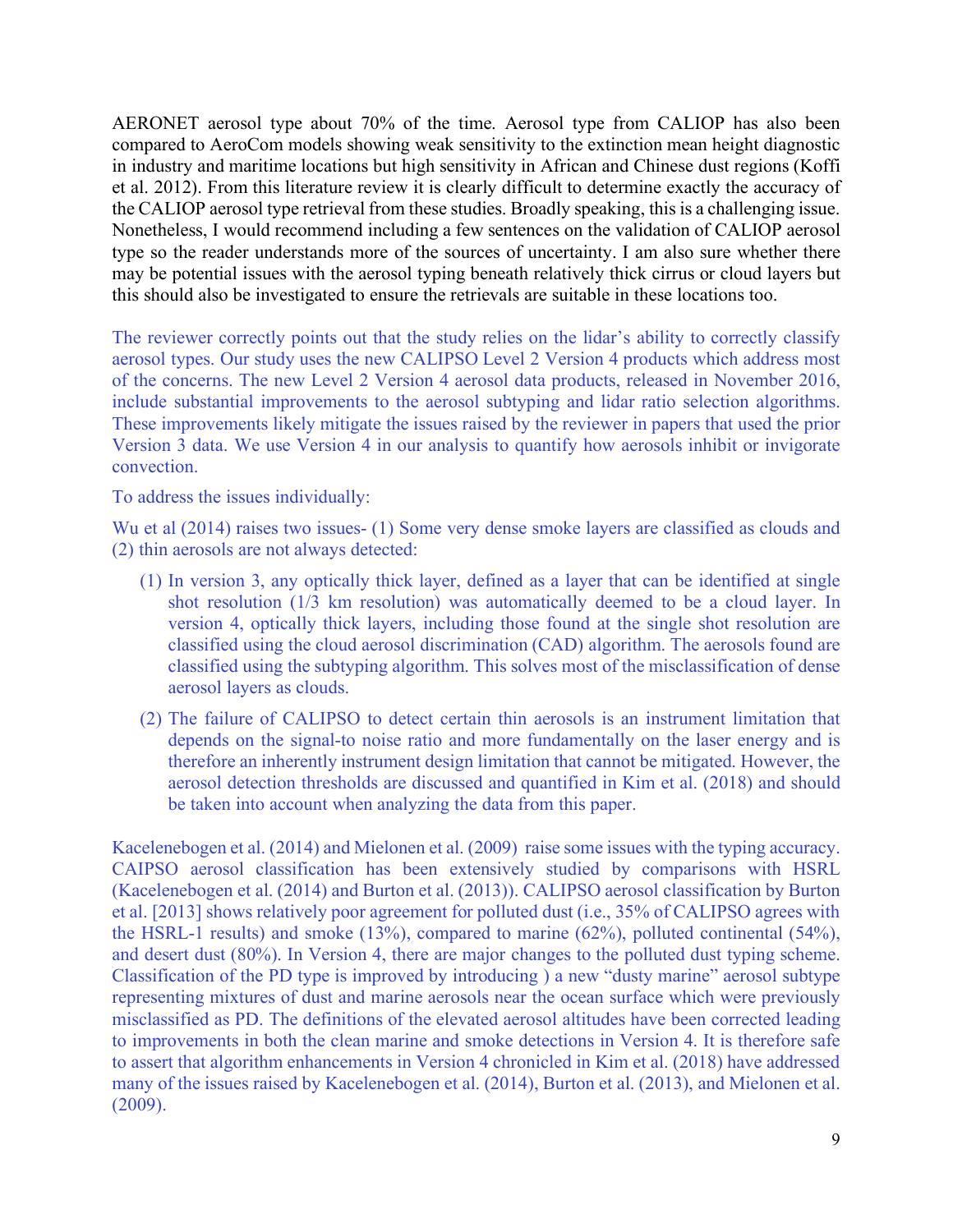AERONET aerosol type about 70% of the time. Aerosol type from CALIOP has also been compared to AeroCom models showing weak sensitivity to the extinction mean height diagnostic in industry and maritime locations but high sensitivity in African and Chinese dust regions (Koffi et al. 2012). From this literature review it is clearly difficult to determine exactly the accuracy of the CALIOP aerosol type retrieval from these studies. Broadly speaking, this is a challenging issue. Nonetheless, I would recommend including a few sentences on the validation of CALIOP aerosol type so the reader understands more of the sources of uncertainty. I am also sure whether there may be potential issues with the aerosol typing beneath relatively thick cirrus or cloud layers but this should also be investigated to ensure the retrievals are suitable in these locations too.

The reviewer correctly points out that the study relies on the lidar's ability to correctly classify aerosol types. Our study uses the new CALIPSO Level 2 Version 4 products which address most of the concerns. The new Level 2 Version 4 aerosol data products, released in November 2016, include substantial improvements to the aerosol subtyping and lidar ratio selection algorithms. These improvements likely mitigate the issues raised by the reviewer in papers that used the prior Version 3 data. We use Version 4 in our analysis to quantify how aerosols inhibit or invigorate convection.

To address the issues individually:

Wu et al (2014) raises two issues- (1) Some very dense smoke layers are classified as clouds and (2) thin aerosols are not always detected:

(1) In version 3, any optically thick layer, defined as a layer that can be identified at single shot resolution (1/3 km resolution) was automatically deemed to be a cloud layer. In version 4, optically thick layers, including those found at the single shot resolution are classified using the cloud aerosol discrimination (CAD) algorithm. The aerosols found are classified using the subtyping algorithm. This solves most of the misclassification of dense aerosol layers as clouds.

(2) The failure of CALIPSO to detect certain thin aerosols is an instrument limitation that depends on the signal-to noise ratio and more fundamentally on the laser energy and is therefore an inherently instrument design limitation that cannot be mitigated. However, the aerosol detection thresholds are discussed and quantified in Kim et al. (2018) and should be taken into account when analyzing the data from this paper.

Kacelenebogen et al. (2014) and Mielonen et al. (2009) raise some issues with the typing accuracy. CAIPSO aerosol classification has been extensively studied by comparisons with HSRL (Kacelenebogen et al. (2014) and Burton et al. (2013)). CALIPSO aerosol classification by Burton et al. [2013] shows relatively poor agreement for polluted dust (i.e., 35% of CALIPSO agrees with the HSRL-1 results) and smoke (13%), compared to marine (62%), polluted continental (54%), and desert dust (80%). In Version 4, there are major changes to the polluted dust typing scheme. Classification of the PD type is improved by introducing ) a new "dusty marine" aerosol subtype representing mixtures of dust and marine aerosols near the ocean surface which were previously misclassified as PD. The definitions of the elevated aerosol altitudes have been corrected leading to improvements in both the clean marine and smoke detections in Version 4. It is therefore safe to assert that algorithm enhancements in Version 4 chronicled in Kim et al. (2018) have addressed many of the issues raised by Kacelenebogen et al. (2014), Burton et al. (2013), and Mielonen et al. (2009).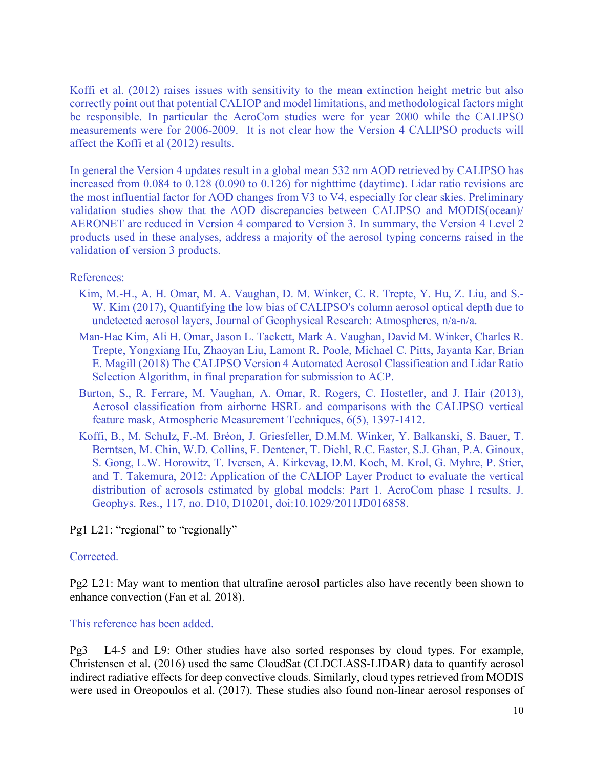Koffi et al. (2012) raises issues with sensitivity to the mean extinction height metric but also correctly point out that potential CALIOP and model limitations, and methodological factors might be responsible. In particular the AeroCom studies were for year 2000 while the CALIPSO measurements were for 2006-2009. It is not clear how the Version 4 CALIPSO products will affect the Koffi et al (2012) results.

In general the Version 4 updates result in a global mean 532 nm AOD retrieved by CALIPSO has increased from 0.084 to 0.128 (0.090 to 0.126) for nighttime (daytime). Lidar ratio revisions are the most influential factor for AOD changes from V3 to V4, especially for clear skies. Preliminary validation studies show that the AOD discrepancies between CALIPSO and MODIS(ocean)/ AERONET are reduced in Version 4 compared to Version 3. In summary, the Version 4 Level 2 products used in these analyses, address a majority of the aerosol typing concerns raised in the validation of version 3 products.

References:

Kim, M.-H., A. H. Omar, M. A. Vaughan, D. M. Winker, C. R. Trepte, Y. Hu, Z. Liu, and S.-W. Kim (2017), Quantifying the low bias of CALIPSO's column aerosol optical depth due to undetected aerosol layers, Journal of Geophysical Research: Atmospheres, n/a-n/a.

Man-Hae Kim, Ali H. Omar, Jason L. Tackett, Mark A. Vaughan, David M. Winker, Charles R. Trepte, Yongxiang Hu, Zhaoyan Liu, Lamont R. Poole, Michael C. Pitts, Jayanta Kar, Brian E. Magill (2018) The CALIPSO Version 4 Automated Aerosol Classification and Lidar Ratio Selection Algorithm, in final preparation for submission to ACP.

Burton, S., R. Ferrare, M. Vaughan, A. Omar, R. Rogers, C. Hostetler, and J. Hair (2013), Aerosol classification from airborne HSRL and comparisons with the CALIPSO vertical feature mask, Atmospheric Measurement Techniques, 6(5), 1397-1412.

Koffi, B., M. Schulz, F.-M. Bréon, J. Griesfeller, D.M.M. Winker, Y. Balkanski, S. Bauer, T. Berntsen, M. Chin, W.D. Collins, F. Dentener, T. Diehl, R.C. Easter, S.J. Ghan, P.A. Ginoux, S. Gong, L.W. Horowitz, T. Iversen, A. Kirkevag, D.M. Koch, M. Krol, G. Myhre, P. Stier, and T. Takemura, 2012: Application of the CALIOP Layer Product to evaluate the vertical distribution of aerosols estimated by global models: Part 1. AeroCom phase I results. J. Geophys. Res., 117, no. D10, D10201, doi:10.1029/2011JD016858.

Pg1 L21: "regional" to "regionally"

Corrected.

Pg2 L21: May want to mention that ultrafine aerosol particles also have recently been shown to enhance convection (Fan et al. 2018).

This reference has been added.

Pg3 – L4-5 and L9: Other studies have also sorted responses by cloud types. For example, Christensen et al. (2016) used the same CloudSat (CLDCLASS-LIDAR) data to quantify aerosol indirect radiative effects for deep convective clouds. Similarly, cloud types retrieved from MODIS were used in Oreopoulos et al. (2017). These studies also found non-linear aerosol responses of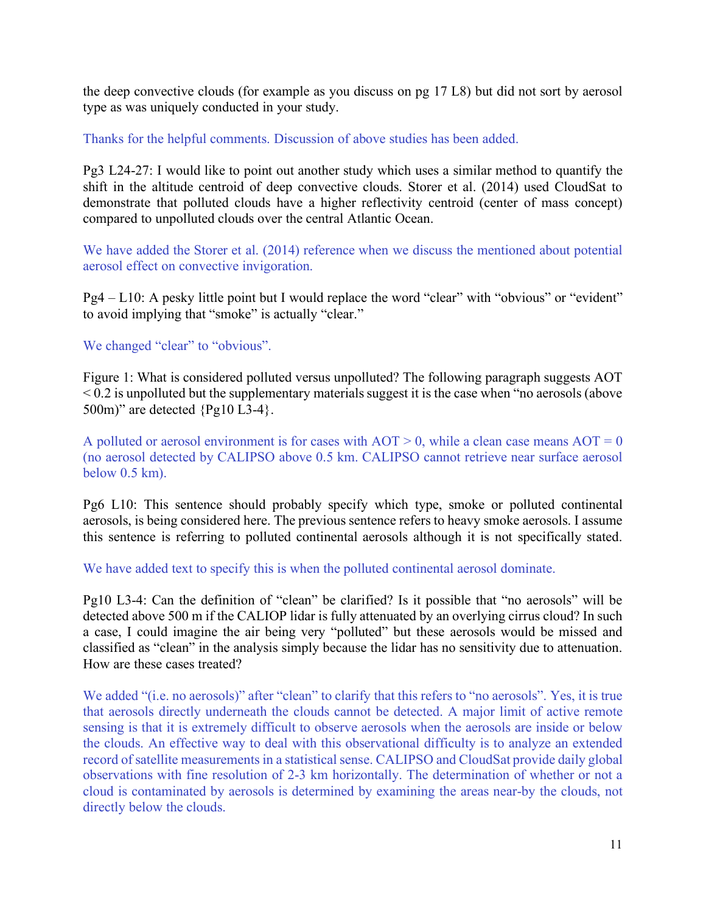the deep convective clouds (for example as you discuss on pg 17 L8) but did not sort by aerosol type as was uniquely conducted in your study.

Thanks for the helpful comments. Discussion of above studies has been added.

Pg3 L24-27: I would like to point out another study which uses a similar method to quantify the shift in the altitude centroid of deep convective clouds. Storer et al. (2014) used CloudSat to demonstrate that polluted clouds have a higher reflectivity centroid (center of mass concept) compared to unpolluted clouds over the central Atlantic Ocean.

We have added the Storer et al. (2014) reference when we discuss the mentioned about potential aerosol effect on convective invigoration.

Pg4 – L10: A pesky little point but I would replace the word "clear" with "obvious" or "evident" to avoid implying that "smoke" is actually "clear."

We changed "clear" to "obvious".

Figure 1: What is considered polluted versus unpolluted? The following paragraph suggests AOT < 0.2 is unpolluted but the supplementary materials suggest it is the case when "no aerosols (above 500m)" are detected {Pg10 L3-4}.

A polluted or aerosol environment is for cases with AOT > 0, while a clean case means AOT = 0 (no aerosol detected by CALIPSO above 0.5 km. CALIPSO cannot retrieve near surface aerosol below 0.5 km).

Pg6 L10: This sentence should probably specify which type, smoke or polluted continental aerosols, is being considered here. The previous sentence refers to heavy smoke aerosols. I assume this sentence is referring to polluted continental aerosols although it is not specifically stated.

We have added text to specify this is when the polluted continental aerosol dominate.

Pg10 L3-4: Can the definition of "clean" be clarified? Is it possible that "no aerosols" will be detected above 500 m if the CALIOP lidar is fully attenuated by an overlying cirrus cloud? In such a case, I could imagine the air being very "polluted" but these aerosols would be missed and classified as "clean" in the analysis simply because the lidar has no sensitivity due to attenuation. How are these cases treated?

We added "(i.e. no aerosols)" after "clean" to clarify that this refers to "no aerosols". Yes, it is true that aerosols directly underneath the clouds cannot be detected. A major limit of active remote sensing is that it is extremely difficult to observe aerosols when the aerosols are inside or below the clouds. An effective way to deal with this observational difficulty is to analyze an extended record of satellite measurements in a statistical sense. CALIPSO and CloudSat provide daily global observations with fine resolution of 2-3 km horizontally. The determination of whether or not a cloud is contaminated by aerosols is determined by examining the areas near-by the clouds, not directly below the clouds.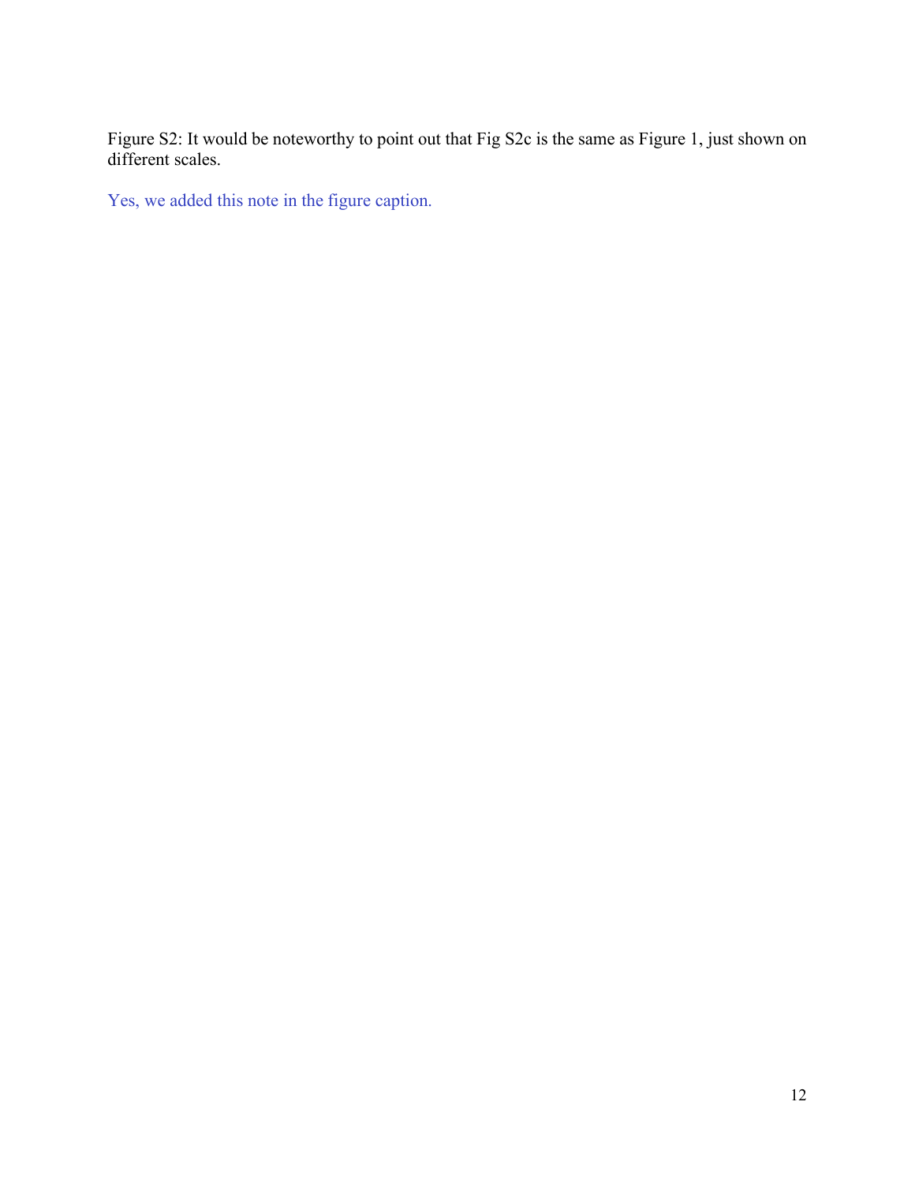Figure S2: It would be noteworthy to point out that Fig S2c is the same as Figure 1, just shown on different scales.

Yes, we added this note in the figure caption.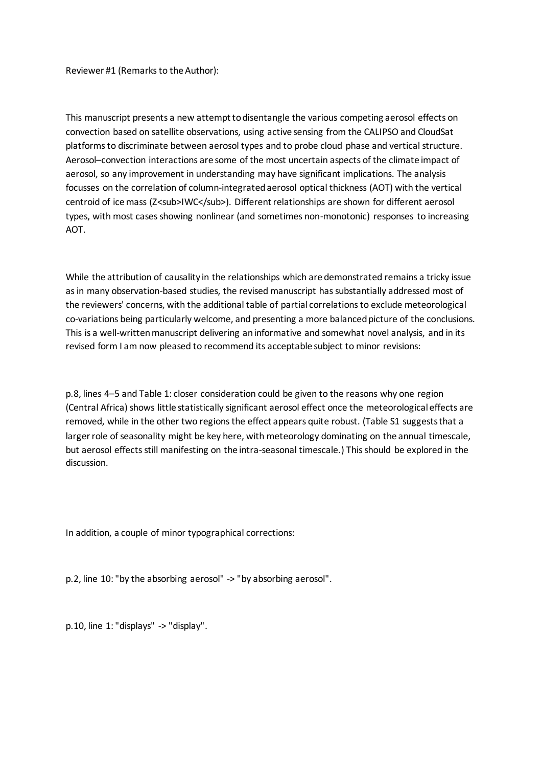Reviewer #1 (Remarks to the Author):

This manuscript presents a new attempt to disentangle the various competing aerosol effects on convection based on satellite observations, using active sensing from the CALIPSO and CloudSat platforms to discriminate between aerosol types and to probe cloud phase and vertical structure. Aerosol–convection interactions are some of the most uncertain aspects of the climate impact of aerosol, so any improvement in understanding may have significant implications. The analysis focusses on the correlation of column-integrated aerosol optical thickness (AOT) with the vertical centroid of ice mass ($Z_{IWC}$). Different relationships are shown for different aerosol types, with most cases showing nonlinear (and sometimes non-monotonic) responses to increasing AOT.

While the attribution of causality in the relationships which are demonstrated remains a tricky issue as in many observation-based studies, the revised manuscript has substantially addressed most of the reviewers' concerns, with the additional table of partial correlations to exclude meteorological co-variations being particularly welcome, and presenting a more balanced picture of the conclusions. This is a well-written manuscript delivering an informative and somewhat novel analysis, and in its revised form I am now pleased to recommend its acceptable subject to minor revisions:

p.8, lines 4–5 and Table 1: closer consideration could be given to the reasons why one region (Central Africa) shows little statistically significant aerosol effect once the meteorological effects are removed, while in the other two regions the effect appears quite robust. (Table S1 suggests that a larger role of seasonality might be key here, with meteorology dominating on the annual timescale, but aerosol effects still manifesting on the intra-seasonal timescale.) This should be explored in the discussion.

In addition, a couple of minor typographical corrections:

p.2, line 10: "by the absorbing aerosol" -> "by absorbing aerosol".

p.10, line 1: "displays" -> "display".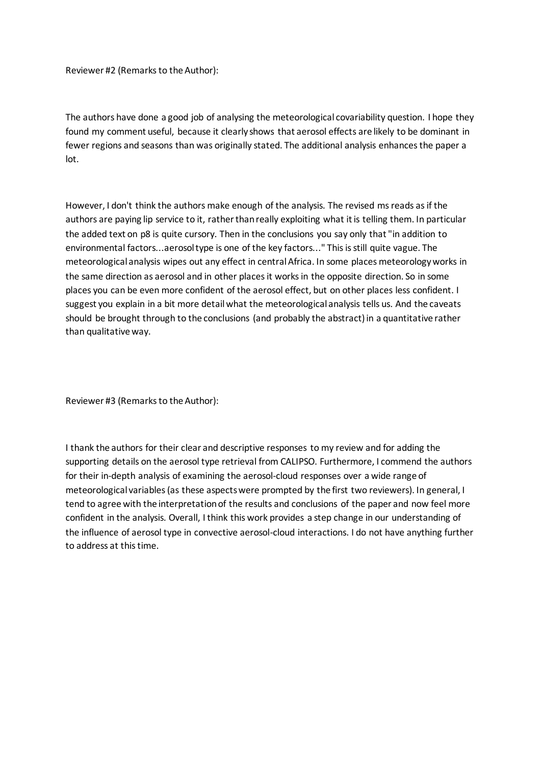Reviewer #2 (Remarks to the Author):

The authors have done a good job of analysing the meteorological covariability question. I hope they found my comment useful, because it clearly shows that aerosol effects are likely to be dominant in fewer regions and seasons than was originally stated. The additional analysis enhances the paper a lot.

However, I don't think the authors make enough of the analysis. The revised ms reads as if the authors are paying lip service to it, rather than really exploiting what it is telling them. In particular the added text on p8 is quite cursory. Then in the conclusions you say only that "in addition to environmental factors...aerosol type is one of the key factors..." This is still quite vague. The meteorological analysis wipes out any effect in central Africa. In some places meteorology works in the same direction as aerosol and in other places it works in the opposite direction. So in some places you can be even more confident of the aerosol effect, but on other places less confident. I suggest you explain in a bit more detail what the meteorological analysis tells us. And the caveats should be brought through to the conclusions (and probably the abstract) in a quantitative rather than qualitative way.

Reviewer #3 (Remarks to the Author):

I thank the authors for their clear and descriptive responses to my review and for adding the supporting details on the aerosol type retrieval from CALIPSO. Furthermore, I commend the authors for their in-depth analysis of examining the aerosol-cloud responses over a wide range of meteorological variables (as these aspects were prompted by the first two reviewers). In general, I tend to agree with the interpretation of the results and conclusions of the paper and now feel more confident in the analysis. Overall, I think this work provides a step change in our understanding of the influence of aerosol type in convective aerosol-cloud interactions. I do not have anything further to address at this time.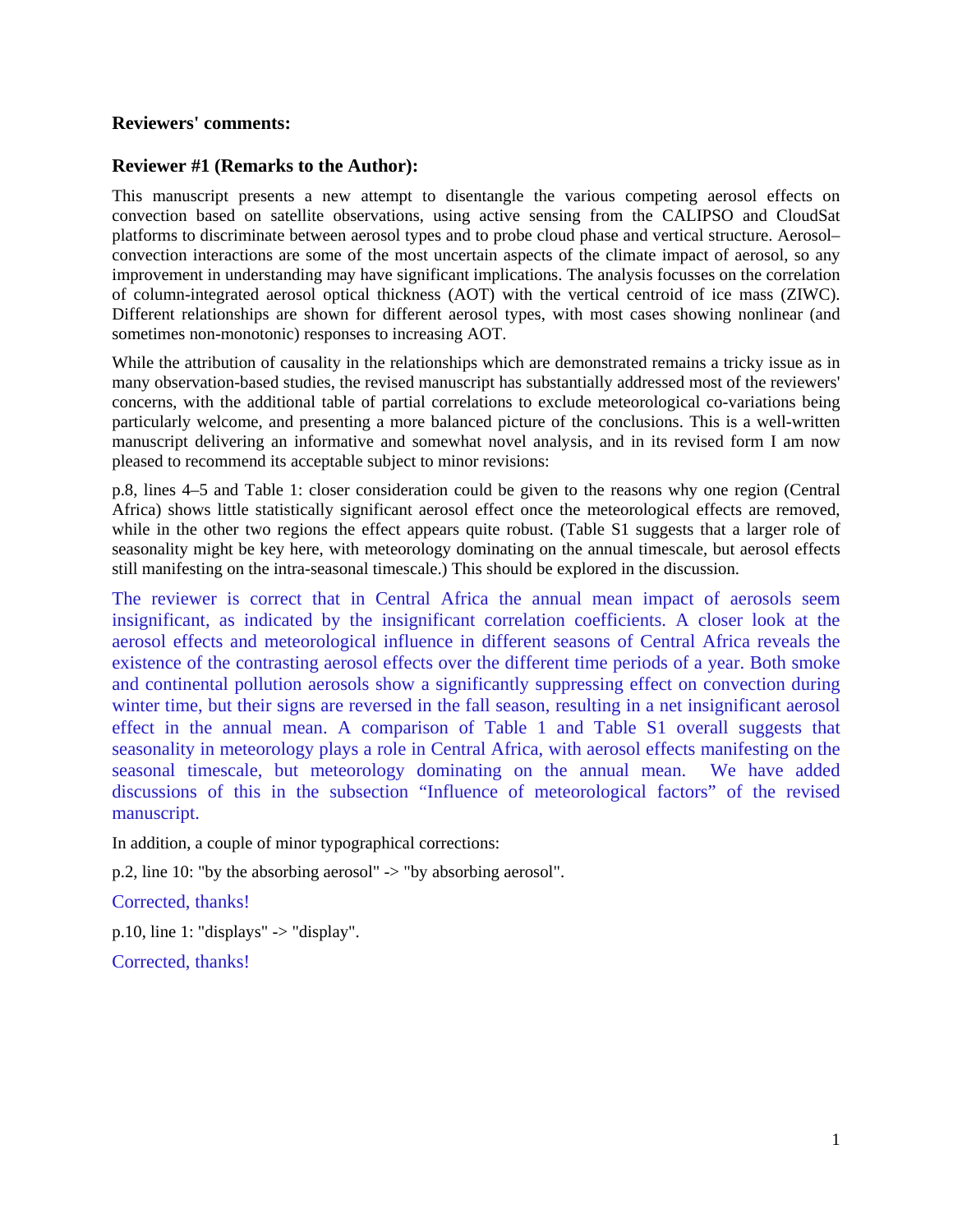**Reviewers' comments:**

**Reviewer #1 (Remarks to the Author):**

This manuscript presents a new attempt to disentangle the various competing aerosol effects on convection based on satellite observations, using active sensing from the CALIPSO and CloudSat platforms to discriminate between aerosol types and to probe cloud phase and vertical structure. Aerosol–convection interactions are some of the most uncertain aspects of the climate impact of aerosol, so any improvement in understanding may have significant implications. The analysis focusses on the correlation of column-integrated aerosol optical thickness (AOT) with the vertical centroid of ice mass (ZIWC). Different relationships are shown for different aerosol types, with most cases showing nonlinear (and sometimes non-monotonic) responses to increasing AOT.

While the attribution of causality in the relationships which are demonstrated remains a tricky issue as in many observation-based studies, the revised manuscript has substantially addressed most of the reviewers' concerns, with the additional table of partial correlations to exclude meteorological co-variations being particularly welcome, and presenting a more balanced picture of the conclusions. This is a well-written manuscript delivering an informative and somewhat novel analysis, and in its revised form I am now pleased to recommend its acceptable subject to minor revisions:

p.8, lines 4–5 and Table 1: closer consideration could be given to the reasons why one region (Central Africa) shows little statistically significant aerosol effect once the meteorological effects are removed, while in the other two regions the effect appears quite robust. (Table S1 suggests that a larger role of seasonality might be key here, with meteorology dominating on the annual timescale, but aerosol effects still manifesting on the intra-seasonal timescale.) This should be explored in the discussion.

The reviewer is correct that in Central Africa the annual mean impact of aerosols seem insignificant, as indicated by the insignificant correlation coefficients. A closer look at the aerosol effects and meteorological influence in different seasons of Central Africa reveals the existence of the contrasting aerosol effects over the different time periods of a year. Both smoke and continental pollution aerosols show a significantly suppressing effect on convection during winter time, but their signs are reversed in the fall season, resulting in a net insignificant aerosol effect in the annual mean. A comparison of Table 1 and Table S1 overall suggests that seasonality in meteorology plays a role in Central Africa, with aerosol effects manifesting on the seasonal timescale, but meteorology dominating on the annual mean. We have added discussions of this in the subsection "Influence of meteorological factors" of the revised manuscript.

In addition, a couple of minor typographical corrections:

p.2, line 10: "by the absorbing aerosol" -> "by absorbing aerosol".

Corrected, thanks!

p.10, line 1: "displays" -> "display".

Corrected, thanks!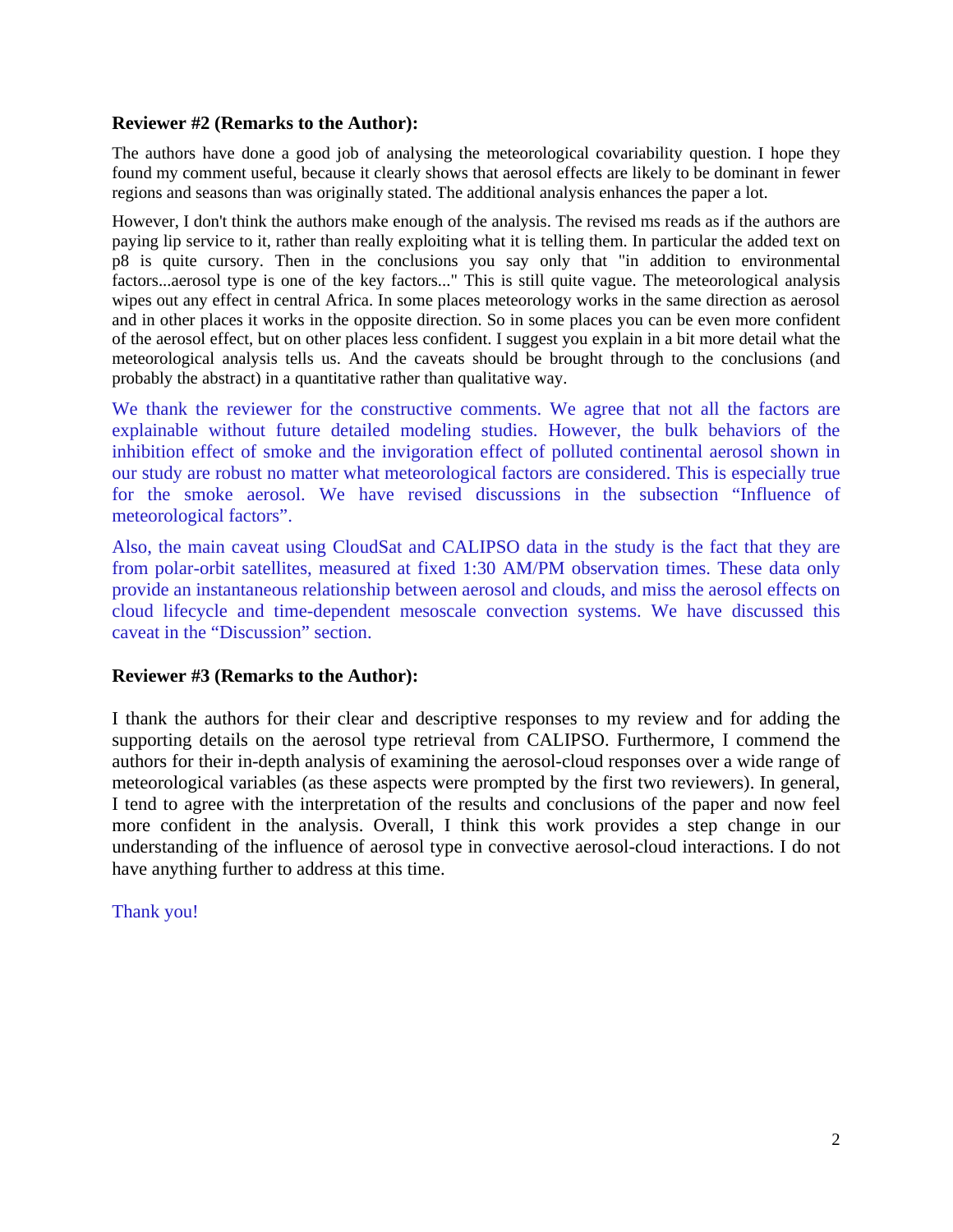**Reviewer #2 (Remarks to the Author):**

The authors have done a good job of analysing the meteorological covariability question. I hope they found my comment useful, because it clearly shows that aerosol effects are likely to be dominant in fewer regions and seasons than was originally stated. The additional analysis enhances the paper a lot.

However, I don't think the authors make enough of the analysis. The revised ms reads as if the authors are paying lip service to it, rather than really exploiting what it is telling them. In particular the added text on p8 is quite cursory. Then in the conclusions you say only that "in addition to environmental factors...aerosol type is one of the key factors..." This is still quite vague. The meteorological analysis wipes out any effect in central Africa. In some places meteorology works in the same direction as aerosol and in other places it works in the opposite direction. So in some places you can be even more confident of the aerosol effect, but on other places less confident. I suggest you explain in a bit more detail what the meteorological analysis tells us. And the caveats should be brought through to the conclusions (and probably the abstract) in a quantitative rather than qualitative way.

We thank the reviewer for the constructive comments. We agree that not all the factors are explainable without future detailed modeling studies. However, the bulk behaviors of the inhibition effect of smoke and the invigoration effect of polluted continental aerosol shown in our study are robust no matter what meteorological factors are considered. This is especially true for the smoke aerosol. We have revised discussions in the subsection "Influence of meteorological factors".

Also, the main caveat using CloudSat and CALIPSO data in the study is the fact that they are from polar-orbit satellites, measured at fixed 1:30 AM/PM observation times. These data only provide an instantaneous relationship between aerosol and clouds, and miss the aerosol effects on cloud lifecycle and time-dependent mesoscale convection systems. We have discussed this caveat in the "Discussion" section.

**Reviewer #3 (Remarks to the Author):**

I thank the authors for their clear and descriptive responses to my review and for adding the supporting details on the aerosol type retrieval from CALIPSO. Furthermore, I commend the authors for their in-depth analysis of examining the aerosol-cloud responses over a wide range of meteorological variables (as these aspects were prompted by the first two reviewers). In general, I tend to agree with the interpretation of the results and conclusions of the paper and now feel more confident in the analysis. Overall, I think this work provides a step change in our understanding of the influence of aerosol type in convective aerosol-cloud interactions. I do not have anything further to address at this time.

Thank you!